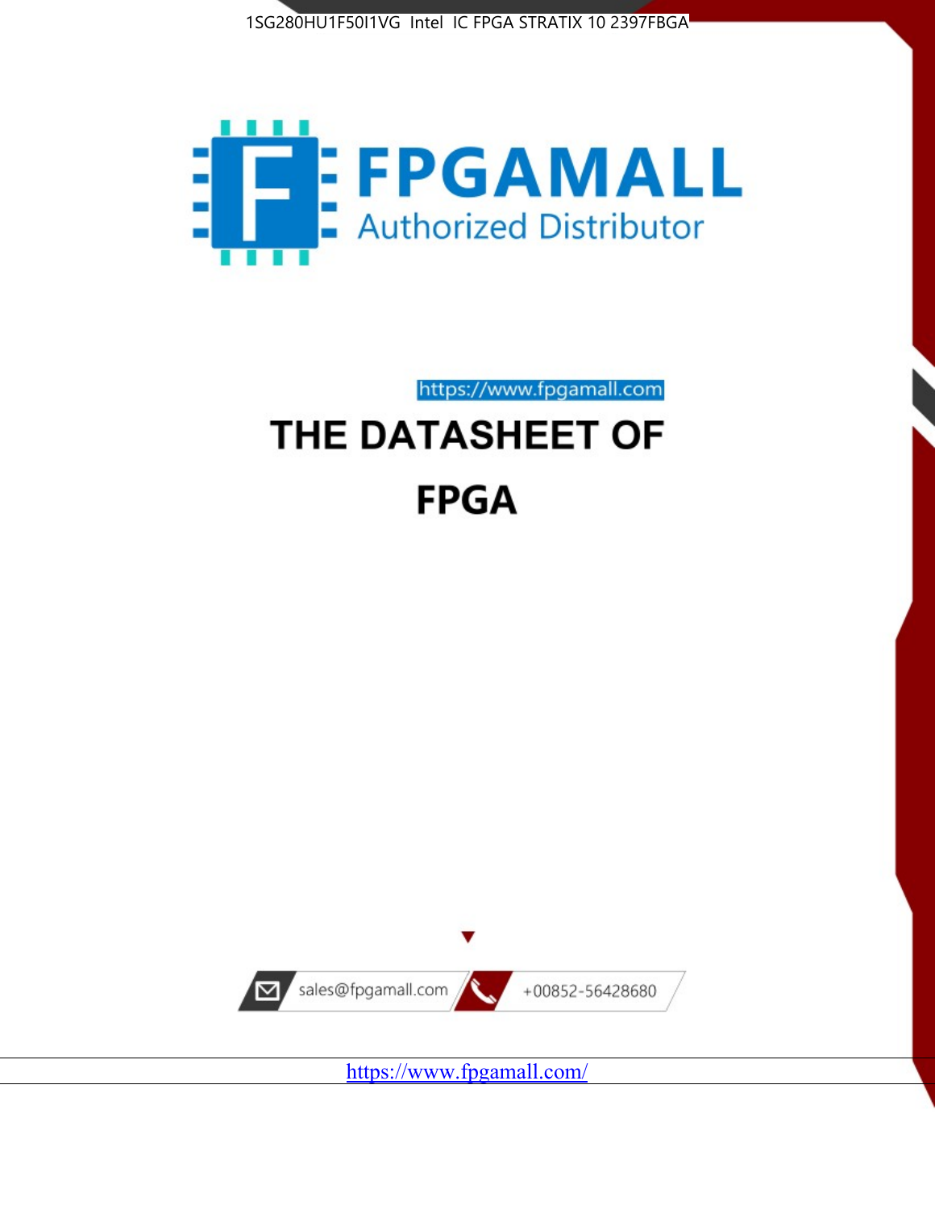1SG280HU1F50I1VG Intel IC FPGA STRATIX 10 2397FBGA

FPGAMALL

Authorized Distributor

https://www.fpgamall.com

# THE DATASHEET OF FPGA

sales@fpgamall.com

+00852-56428680

https://www.fpgamall.com/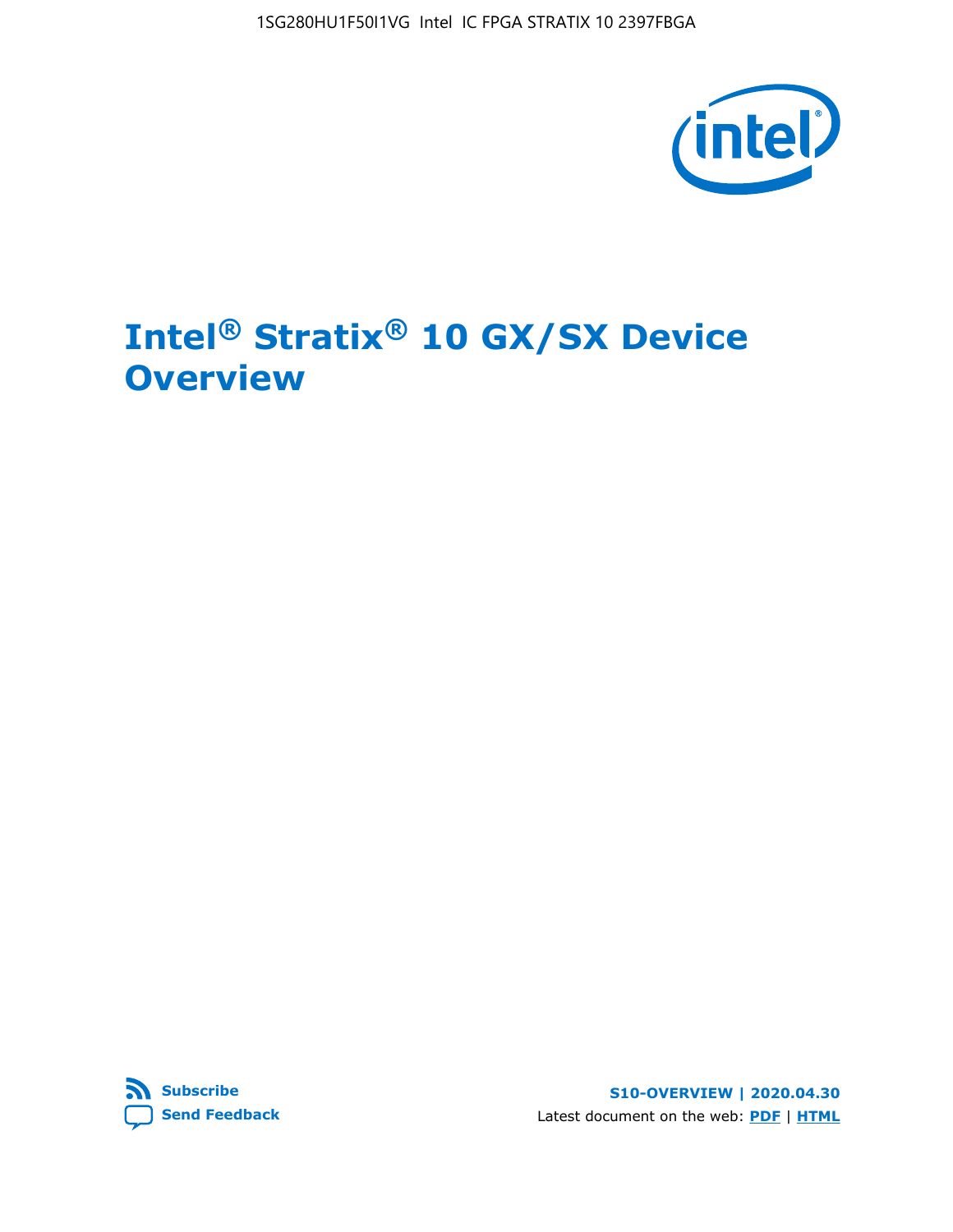# Intel® Stratix® 10 GX/SX Device Overview

Subscribe

Send Feedback

S10-OVERVIEW | 2020.04.30

Latest document on the web: PDF | HTML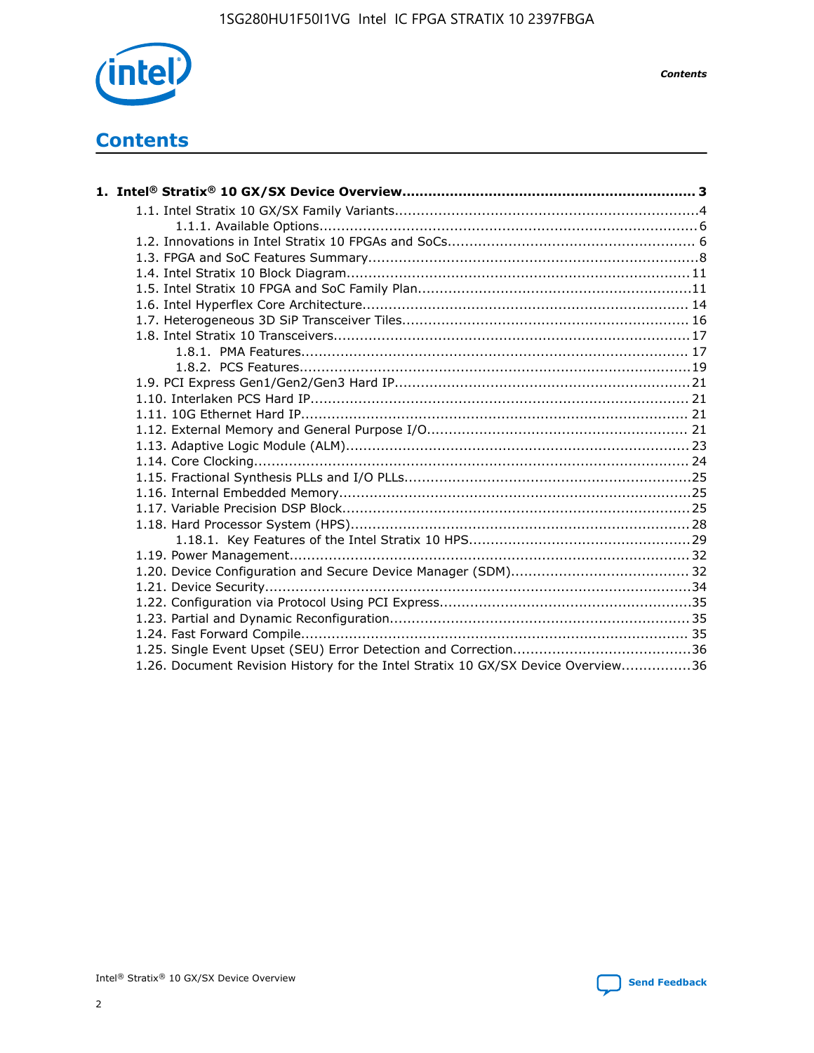# Contents

**1. Intel® Stratix® 10 GX/SX Device Overview................................................................... 3**

- 1.1. Intel Stratix 10 GX/SX Family Variants.....................................................................4
  - 1.1.1. Available Options...................................................................................... 6
- 1.2. Innovations in Intel Stratix 10 FPGAs and SoCs........................................................ 6
- 1.3. FPGA and SoC Features Summary...........................................................................8
- 1.4. Intel Stratix 10 Block Diagram.............................................................................. 11
- 1.5. Intel Stratix 10 FPGA and SoC Family Plan..............................................................11
- 1.6. Intel Hyperflex Core Architecture.......................................................................... 14
- 1.7. Heterogeneous 3D SiP Transceiver Tiles................................................................. 16
- 1.8. Intel Stratix 10 Transceivers................................................................................ 17
  - 1.8.1. PMA Features........................................................................................ 17
  - 1.8.2. PCS Features.........................................................................................19
- 1.9. PCI Express Gen1/Gen2/Gen3 Hard IP.................................................................. 21
- 1.10. Interlaken PCS Hard IP...................................................................................... 21
- 1.11. 10G Ethernet Hard IP........................................................................................ 21
- 1.12. External Memory and General Purpose I/O........................................................... 21
- 1.13. Adaptive Logic Module (ALM).............................................................................. 23
- 1.14. Core Clocking................................................................................................... 24
- 1.15. Fractional Synthesis PLLs and I/O PLLs.................................................................25
- 1.16. Internal Embedded Memory................................................................................25
- 1.17. Variable Precision DSP Block...............................................................................25
- 1.18. Hard Processor System (HPS).............................................................................28
  - 1.18.1. Key Features of the Intel Stratix 10 HPS..................................................29
- 1.19. Power Management.......................................................................................... 32
- 1.20. Device Configuration and Secure Device Manager (SDM)........................................ 32
- 1.21. Device Security.................................................................................................34
- 1.22. Configuration via Protocol Using PCI Express.........................................................35
- 1.23. Partial and Dynamic Reconfiguration.................................................................... 35
- 1.24. Fast Forward Compile........................................................................................ 35
- 1.25. Single Event Upset (SEU) Error Detection and Correction........................................36
- 1.26. Document Revision History for the Intel Stratix 10 GX/SX Device Overview................36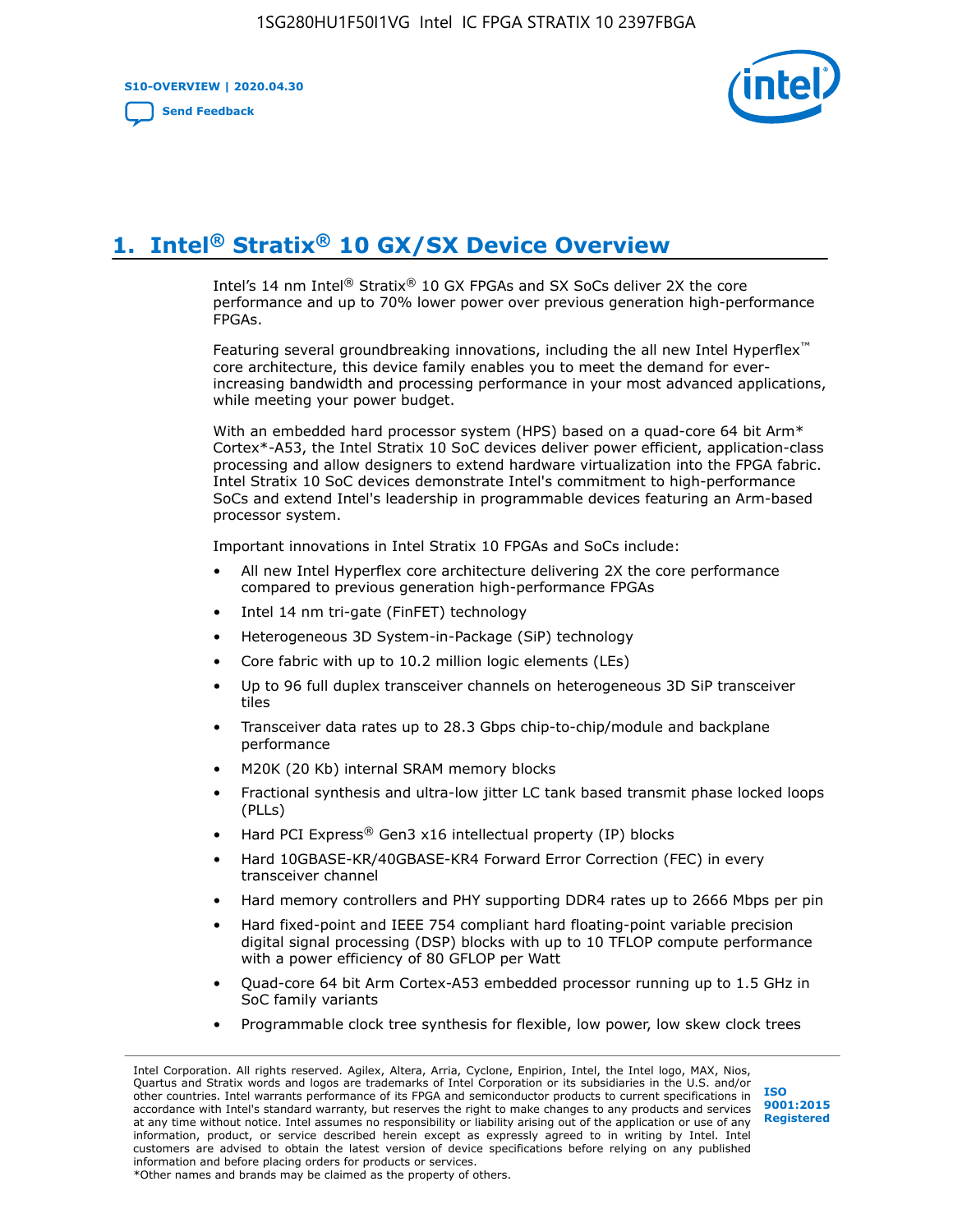# 1. Intel® Stratix® 10 GX/SX Device Overview

Intel's 14 nm Intel® Stratix® 10 GX FPGAs and SX SoCs deliver 2X the core performance and up to 70% lower power over previous generation high-performance FPGAs.

Featuring several groundbreaking innovations, including the all new Intel Hyperflex™ core architecture, this device family enables you to meet the demand for ever-increasing bandwidth and processing performance in your most advanced applications, while meeting your power budget.

With an embedded hard processor system (HPS) based on a quad-core 64 bit Arm* Cortex*-A53, the Intel Stratix 10 SoC devices deliver power efficient, application-class processing and allow designers to extend hardware virtualization into the FPGA fabric. Intel Stratix 10 SoC devices demonstrate Intel's commitment to high-performance SoCs and extend Intel's leadership in programmable devices featuring an Arm-based processor system.

Important innovations in Intel Stratix 10 FPGAs and SoCs include:

- All new Intel Hyperflex core architecture delivering 2X the core performance compared to previous generation high-performance FPGAs
- Intel 14 nm tri-gate (FinFET) technology
- Heterogeneous 3D System-in-Package (SiP) technology
- Core fabric with up to 10.2 million logic elements (LEs)
- Up to 96 full duplex transceiver channels on heterogeneous 3D SiP transceiver tiles
- Transceiver data rates up to 28.3 Gbps chip-to-chip/module and backplane performance
- M20K (20 Kb) internal SRAM memory blocks
- Fractional synthesis and ultra-low jitter LC tank based transmit phase locked loops (PLLs)
- Hard PCI Express® Gen3 x16 intellectual property (IP) blocks
- Hard 10GBASE-KR/40GBASE-KR4 Forward Error Correction (FEC) in every transceiver channel
- Hard memory controllers and PHY supporting DDR4 rates up to 2666 Mbps per pin
- Hard fixed-point and IEEE 754 compliant hard floating-point variable precision digital signal processing (DSP) blocks with up to 10 TFLOP compute performance with a power efficiency of 80 GFLOP per Watt
- Quad-core 64 bit Arm Cortex-A53 embedded processor running up to 1.5 GHz in SoC family variants
- Programmable clock tree synthesis for flexible, low power, low skew clock trees

Intel Corporation. All rights reserved. Agilex, Altera, Arria, Cyclone, Enpirion, Intel, the Intel logo, MAX, Nios, Quartus and Stratix words and logos are trademarks of Intel Corporation or its subsidiaries in the U.S. and/or other countries. Intel warrants performance of its FPGA and semiconductor products to current specifications in accordance with Intel's standard warranty, but reserves the right to make changes to any products and services at any time without notice. Intel assumes no responsibility or liability arising out of the application or use of any information, product, or service described herein except as expressly agreed to in writing by Intel. Intel customers are advised to obtain the latest version of device specifications before relying on any published information and before placing orders for products or services.
*Other names and brands may be claimed as the property of others.

ISO 9001:2015 Registered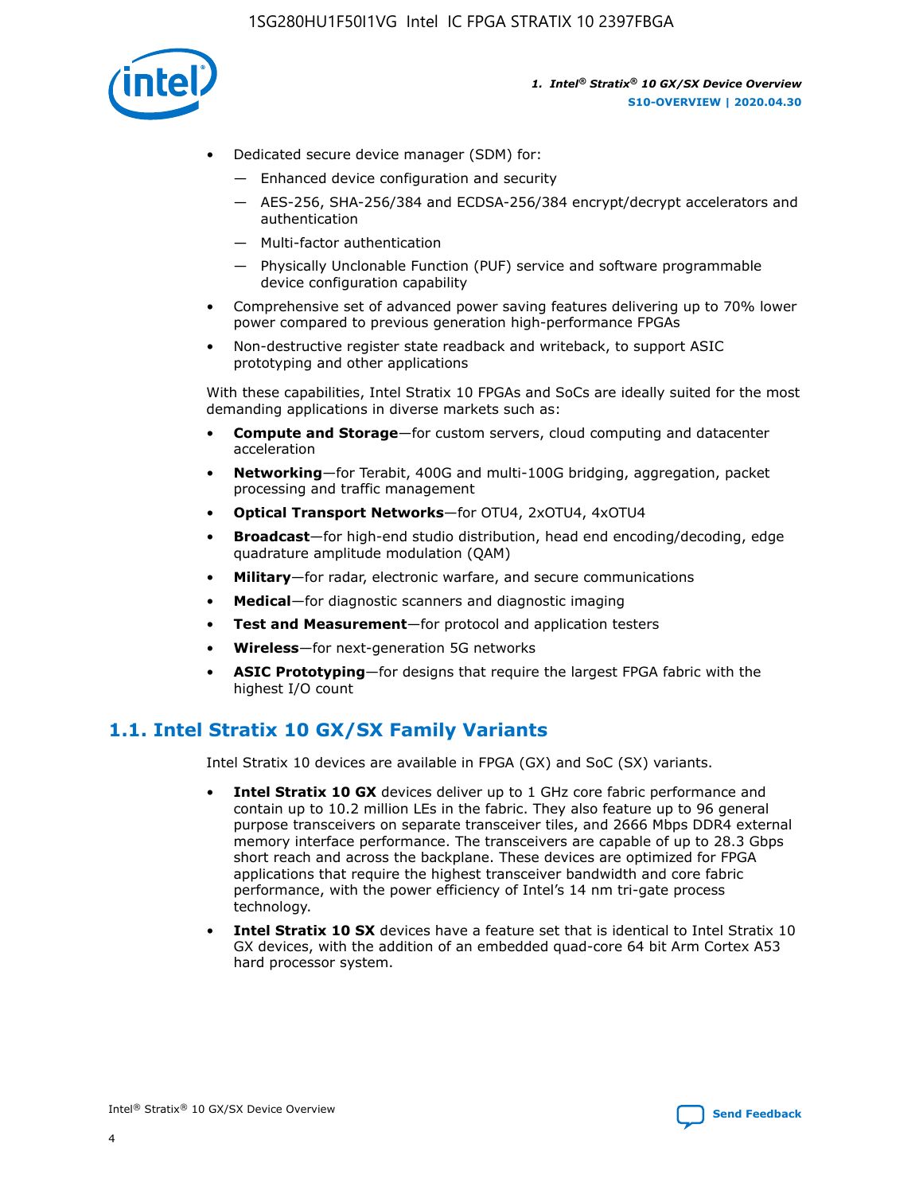- Dedicated secure device manager (SDM) for:
  - — Enhanced device configuration and security
  - — AES-256, SHA-256/384 and ECDSA-256/384 encrypt/decrypt accelerators and authentication
  - — Multi-factor authentication
  - — Physically Unclonable Function (PUF) service and software programmable device configuration capability
- Comprehensive set of advanced power saving features delivering up to 70% lower power compared to previous generation high-performance FPGAs
- Non-destructive register state readback and writeback, to support ASIC prototyping and other applications

With these capabilities, Intel Stratix 10 FPGAs and SoCs are ideally suited for the most demanding applications in diverse markets such as:

- **Compute and Storage**—for custom servers, cloud computing and datacenter acceleration
- **Networking**—for Terabit, 400G and multi-100G bridging, aggregation, packet processing and traffic management
- **Optical Transport Networks**—for OTU4, 2xOTU4, 4xOTU4
- **Broadcast**—for high-end studio distribution, head end encoding/decoding, edge quadrature amplitude modulation (QAM)
- **Military**—for radar, electronic warfare, and secure communications
- **Medical**—for diagnostic scanners and diagnostic imaging
- **Test and Measurement**—for protocol and application testers
- **Wireless**—for next-generation 5G networks
- **ASIC Prototyping**—for designs that require the largest FPGA fabric with the highest I/O count

## 1.1. Intel Stratix 10 GX/SX Family Variants

Intel Stratix 10 devices are available in FPGA (GX) and SoC (SX) variants.

- **Intel Stratix 10 GX** devices deliver up to 1 GHz core fabric performance and contain up to 10.2 million LEs in the fabric. They also feature up to 96 general purpose transceivers on separate transceiver tiles, and 2666 Mbps DDR4 external memory interface performance. The transceivers are capable of up to 28.3 Gbps short reach and across the backplane. These devices are optimized for FPGA applications that require the highest transceiver bandwidth and core fabric performance, with the power efficiency of Intel's 14 nm tri-gate process technology.
- **Intel Stratix 10 SX** devices have a feature set that is identical to Intel Stratix 10 GX devices, with the addition of an embedded quad-core 64 bit Arm Cortex A53 hard processor system.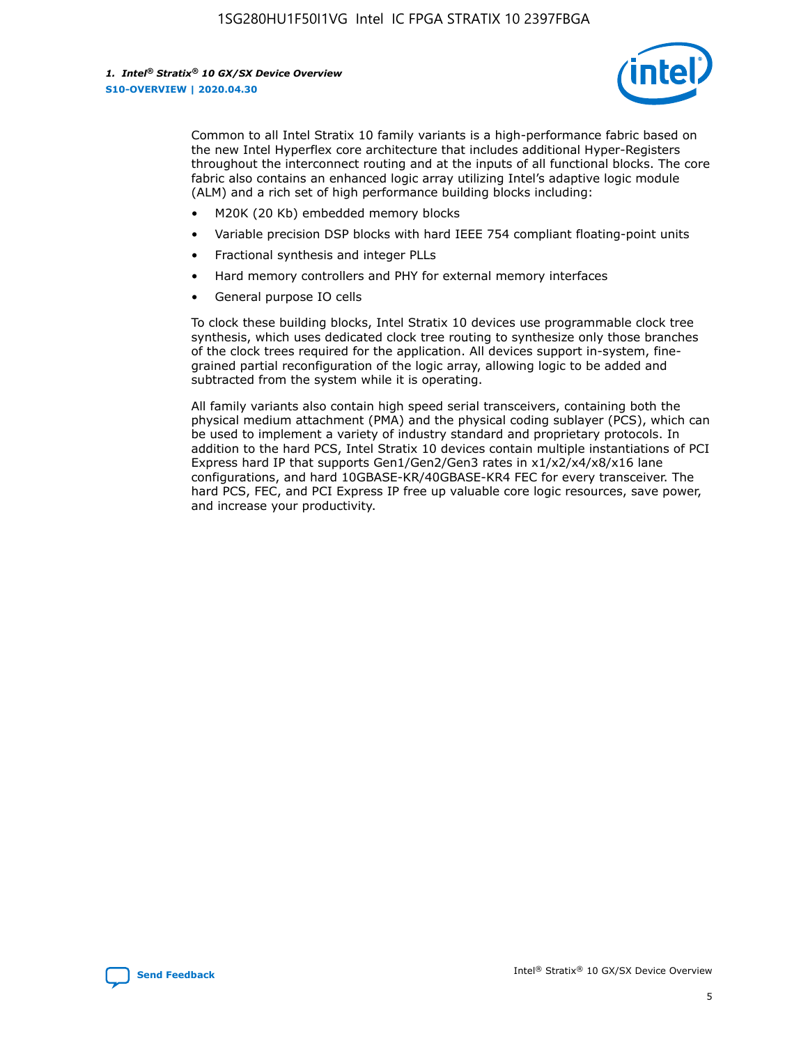Common to all Intel Stratix 10 family variants is a high-performance fabric based on the new Intel Hyperflex core architecture that includes additional Hyper-Registers throughout the interconnect routing and at the inputs of all functional blocks. The core fabric also contains an enhanced logic array utilizing Intel's adaptive logic module (ALM) and a rich set of high performance building blocks including:

- M20K (20 Kb) embedded memory blocks
- Variable precision DSP blocks with hard IEEE 754 compliant floating-point units
- Fractional synthesis and integer PLLs
- Hard memory controllers and PHY for external memory interfaces
- General purpose IO cells

To clock these building blocks, Intel Stratix 10 devices use programmable clock tree synthesis, which uses dedicated clock tree routing to synthesize only those branches of the clock trees required for the application. All devices support in-system, fine-grained partial reconfiguration of the logic array, allowing logic to be added and subtracted from the system while it is operating.

All family variants also contain high speed serial transceivers, containing both the physical medium attachment (PMA) and the physical coding sublayer (PCS), which can be used to implement a variety of industry standard and proprietary protocols. In addition to the hard PCS, Intel Stratix 10 devices contain multiple instantiations of PCI Express hard IP that supports Gen1/Gen2/Gen3 rates in x1/x2/x4/x8/x16 lane configurations, and hard 10GBASE-KR/40GBASE-KR4 FEC for every transceiver. The hard PCS, FEC, and PCI Express IP free up valuable core logic resources, save power, and increase your productivity.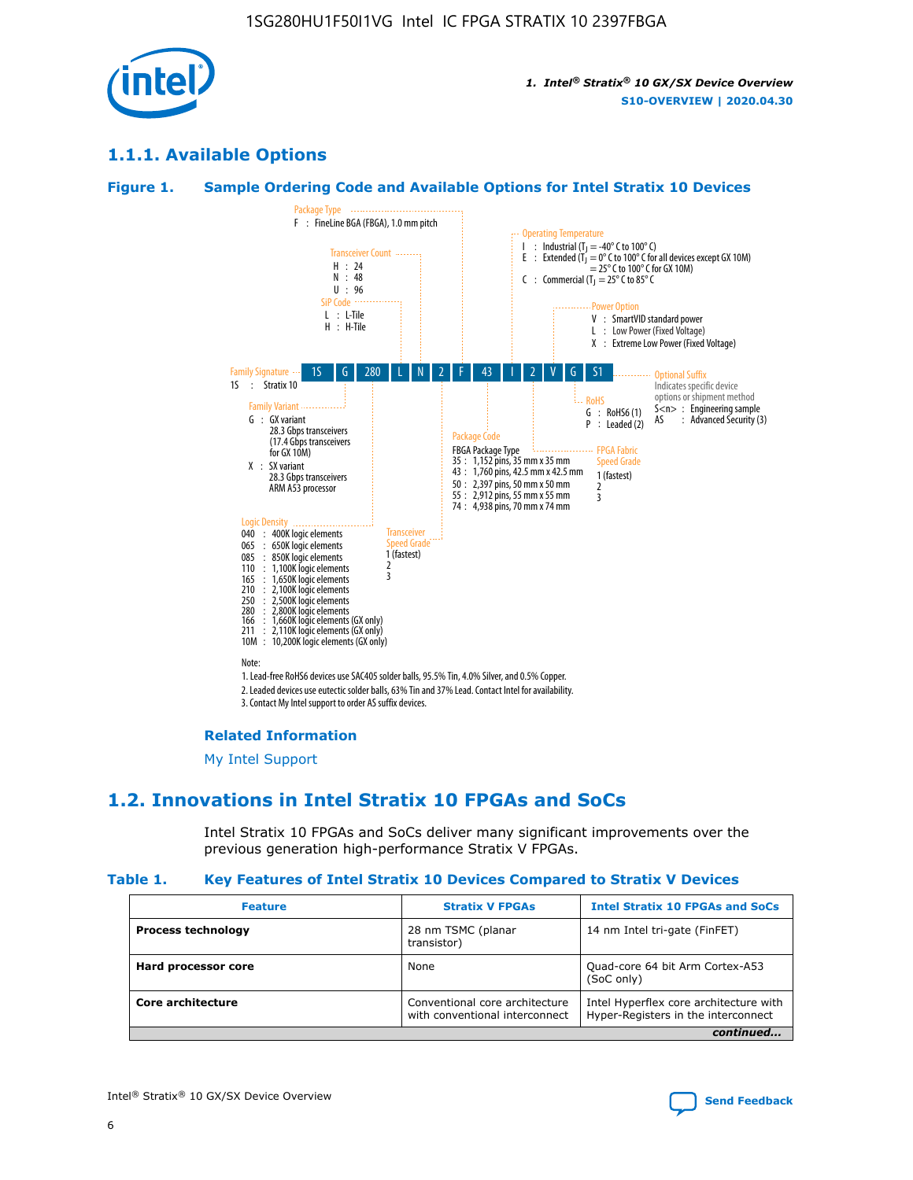## 1.1.1. Available Options

### Figure 1. Sample Ordering Code and Available Options for Intel Stratix 10 Devices

1S | G | 280 | L | N | 2 | F | 43 | I | 2 | V | G | S1

**Family Signature**
1S : Stratix 10

**Family Variant**
G : GX variant
28.3 Gbps transceivers
(17.4 Gbps transceivers for GX 10M)
X : SX variant
28.3 Gbps transceivers
ARM A53 processor

**Logic Density**
040 : 400K logic elements
065 : 650K logic elements
085 : 850K logic elements
110 : 1,100K logic elements
165 : 1,650K logic elements
210 : 2,100K logic elements
250 : 2,500K logic elements
280 : 2,800K logic elements
166 : 1,660K logic elements (GX only)
211 : 2,110K logic elements (GX only)
10M : 10,200K logic elements (GX only)

**SiP Code**
L : L-Tile
H : H-Tile

**Transceiver Count**
H : 24
N : 48
U : 96

**Transceiver Speed Grade**
1 (fastest)
2
3

**Package Type**
F : FineLine BGA (FBGA), 1.0 mm pitch

**Package Code**
FBGA Package Type
35 : 1,152 pins, 35 mm x 35 mm
43 : 1,760 pins, 42.5 mm x 42.5 mm
50 : 2,397 pins, 50 mm x 50 mm
55 : 2,912 pins, 55 mm x 55 mm
74 : 4,938 pins, 70 mm x 74 mm

**Operating Temperature**
I : Industrial ($T_J$ = -40° C to 100° C)
E : Extended ($T_J$ = 0° C to 100° C for all devices except GX 10M) = 25° C to 100° C for GX 10M)
C : Commercial ($T_J$ = 25° C to 85° C

**FPGA Fabric Speed Grade**
1 (fastest)
2
3

**Power Option**
V : SmartVID standard power
L : Low Power (Fixed Voltage)
X : Extreme Low Power (Fixed Voltage)

**RoHS**
G : RoHS6 (1)
P : Leaded (2)

**Optional Suffix**
Indicates specific device options or shipment method
S<n> : Engineering sample
AS : Advanced Security (3)

Note:
1. Lead-free RoHS6 devices use SAC405 solder balls, 95.5% Tin, 4.0% Silver, and 0.5% Copper.
2. Leaded devices use eutectic solder balls, 63% Tin and 37% Lead. Contact Intel for availability.
3. Contact My Intel support to order AS suffix devices.

#### Related Information

My Intel Support

## 1.2. Innovations in Intel Stratix 10 FPGAs and SoCs

Intel Stratix 10 FPGAs and SoCs deliver many significant improvements over the previous generation high-performance Stratix V FPGAs.

### Table 1. Key Features of Intel Stratix 10 Devices Compared to Stratix V Devices

| Feature | Stratix V FPGAs | Intel Stratix 10 FPGAs and SoCs |
|---|---|---|
| **Process technology** | 28 nm TSMC (planar transistor) | 14 nm Intel tri-gate (FinFET) |
| **Hard processor core** | None | Quad-core 64 bit Arm Cortex-A53 (SoC only) |
| **Core architecture** | Conventional core architecture with conventional interconnect | Intel Hyperflex core architecture with Hyper-Registers in the interconnect |

*continued...*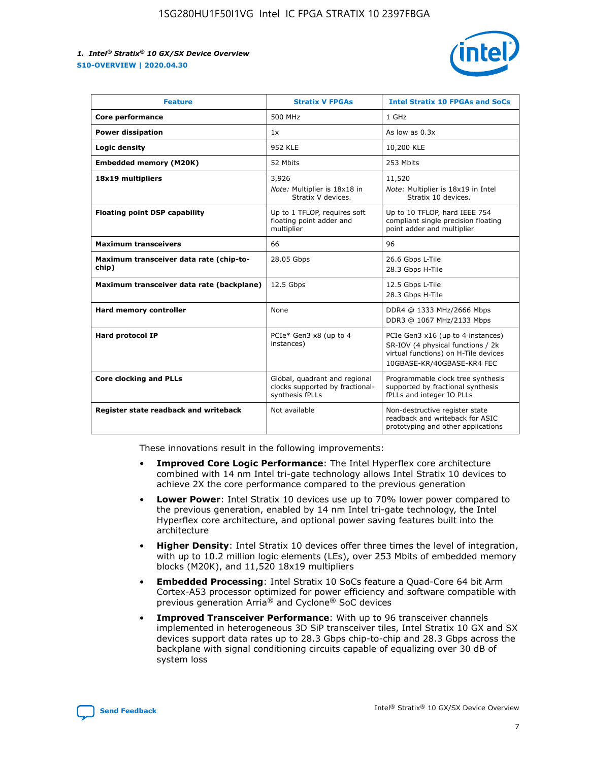| Feature | Stratix V FPGAs | Intel Stratix 10 FPGAs and SoCs |
| --- | --- | --- |
| **Core performance** | 500 MHz | 1 GHz |
| **Power dissipation** | 1x | As low as 0.3x |
| **Logic density** | 952 KLE | 10,200 KLE |
| **Embedded memory (M20K)** | 52 Mbits | 253 Mbits |
| **18x19 multipliers** | 3,926<br>*Note:* Multiplier is 18x18 in Stratix V devices. | 11,520<br>*Note:* Multiplier is 18x19 in Intel Stratix 10 devices. |
| **Floating point DSP capability** | Up to 1 TFLOP, requires soft floating point adder and multiplier | Up to 10 TFLOP, hard IEEE 754 compliant single precision floating point adder and multiplier |
| **Maximum transceivers** | 66 | 96 |
| **Maximum transceiver data rate (chip-to-chip)** | 28.05 Gbps | 26.6 Gbps L-Tile<br>28.3 Gbps H-Tile |
| **Maximum transceiver data rate (backplane)** | 12.5 Gbps | 12.5 Gbps L-Tile<br>28.3 Gbps H-Tile |
| **Hard memory controller** | None | DDR4 @ 1333 MHz/2666 Mbps<br>DDR3 @ 1067 MHz/2133 Mbps |
| **Hard protocol IP** | PCIe* Gen3 x8 (up to 4 instances) | PCIe Gen3 x16 (up to 4 instances)<br>SR-IOV (4 physical functions / 2k virtual functions) on H-Tile devices<br>10GBASE-KR/40GBASE-KR4 FEC |
| **Core clocking and PLLs** | Global, quadrant and regional clocks supported by fractional-synthesis fPLLs | Programmable clock tree synthesis supported by fractional synthesis fPLLs and integer IO PLLs |
| **Register state readback and writeback** | Not available | Non-destructive register state readback and writeback for ASIC prototyping and other applications |

These innovations result in the following improvements:

- **Improved Core Logic Performance**: The Intel Hyperflex core architecture combined with 14 nm Intel tri-gate technology allows Intel Stratix 10 devices to achieve 2X the core performance compared to the previous generation
- **Lower Power**: Intel Stratix 10 devices use up to 70% lower power compared to the previous generation, enabled by 14 nm Intel tri-gate technology, the Intel Hyperflex core architecture, and optional power saving features built into the architecture
- **Higher Density**: Intel Stratix 10 devices offer three times the level of integration, with up to 10.2 million logic elements (LEs), over 253 Mbits of embedded memory blocks (M20K), and 11,520 18x19 multipliers
- **Embedded Processing**: Intel Stratix 10 SoCs feature a Quad-Core 64 bit Arm Cortex-A53 processor optimized for power efficiency and software compatible with previous generation Arria® and Cyclone® SoC devices
- **Improved Transceiver Performance**: With up to 96 transceiver channels implemented in heterogeneous 3D SiP transceiver tiles, Intel Stratix 10 GX and SX devices support data rates up to 28.3 Gbps chip-to-chip and 28.3 Gbps across the backplane with signal conditioning circuits capable of equalizing over 30 dB of system loss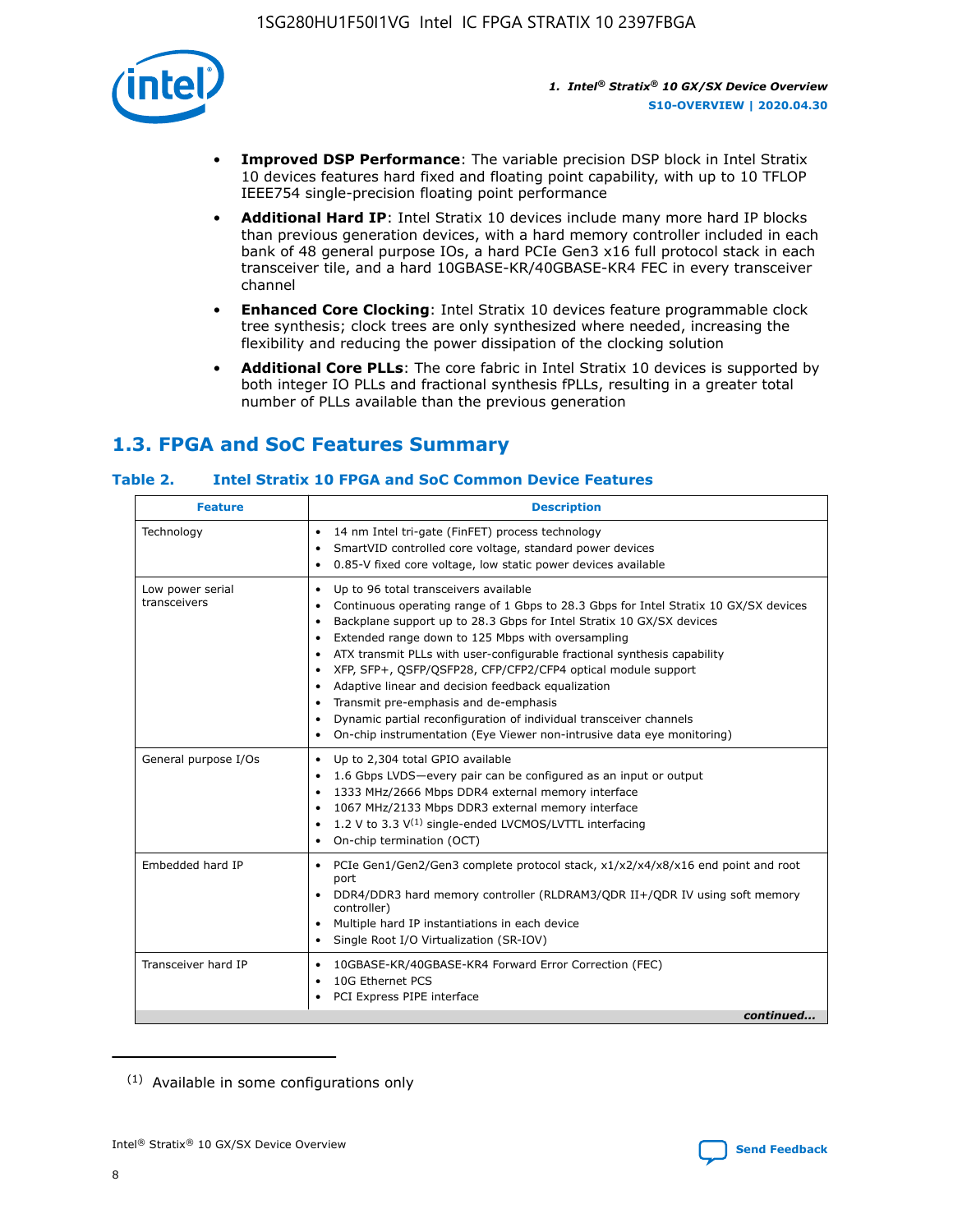- **Improved DSP Performance**: The variable precision DSP block in Intel Stratix 10 devices features hard fixed and floating point capability, with up to 10 TFLOP IEEE754 single-precision floating point performance
- **Additional Hard IP**: Intel Stratix 10 devices include many more hard IP blocks than previous generation devices, with a hard memory controller included in each bank of 48 general purpose IOs, a hard PCIe Gen3 x16 full protocol stack in each transceiver tile, and a hard 10GBASE-KR/40GBASE-KR4 FEC in every transceiver channel
- **Enhanced Core Clocking**: Intel Stratix 10 devices feature programmable clock tree synthesis; clock trees are only synthesized where needed, increasing the flexibility and reducing the power dissipation of the clocking solution
- **Additional Core PLLs**: The core fabric in Intel Stratix 10 devices is supported by both integer IO PLLs and fractional synthesis fPLLs, resulting in a greater total number of PLLs available than the previous generation

## 1.3. FPGA and SoC Features Summary

### Table 2. Intel Stratix 10 FPGA and SoC Common Device Features

| Feature | Description |
| --- | --- |
| Technology | • 14 nm Intel tri-gate (FinFET) process technology<br>• SmartVID controlled core voltage, standard power devices<br>• 0.85-V fixed core voltage, low static power devices available |
| Low power serial transceivers | • Up to 96 total transceivers available<br>• Continuous operating range of 1 Gbps to 28.3 Gbps for Intel Stratix 10 GX/SX devices<br>• Backplane support up to 28.3 Gbps for Intel Stratix 10 GX/SX devices<br>• Extended range down to 125 Mbps with oversampling<br>• ATX transmit PLLs with user-configurable fractional synthesis capability<br>• XFP, SFP+, QSFP/QSFP28, CFP/CFP2/CFP4 optical module support<br>• Adaptive linear and decision feedback equalization<br>• Transmit pre-emphasis and de-emphasis<br>• Dynamic partial reconfiguration of individual transceiver channels<br>• On-chip instrumentation (Eye Viewer non-intrusive data eye monitoring) |
| General purpose I/Os | • Up to 2,304 total GPIO available<br>• 1.6 Gbps LVDS—every pair can be configured as an input or output<br>• 1333 MHz/2666 Mbps DDR4 external memory interface<br>• 1067 MHz/2133 Mbps DDR3 external memory interface<br>• 1.2 V to 3.3 V[(1)] single-ended LVCMOS/LVTTL interfacing<br>• On-chip termination (OCT) |
| Embedded hard IP | • PCIe Gen1/Gen2/Gen3 complete protocol stack, x1/x2/x4/x8/x16 end point and root port<br>• DDR4/DDR3 hard memory controller (RLDRAM3/QDR II+/QDR IV using soft memory controller)<br>• Multiple hard IP instantiations in each device<br>• Single Root I/O Virtualization (SR-IOV) |
| Transceiver hard IP | • 10GBASE-KR/40GBASE-KR4 Forward Error Correction (FEC)<br>• 10G Ethernet PCS<br>• PCI Express PIPE interface |

*continued...*

(1) Available in some configurations only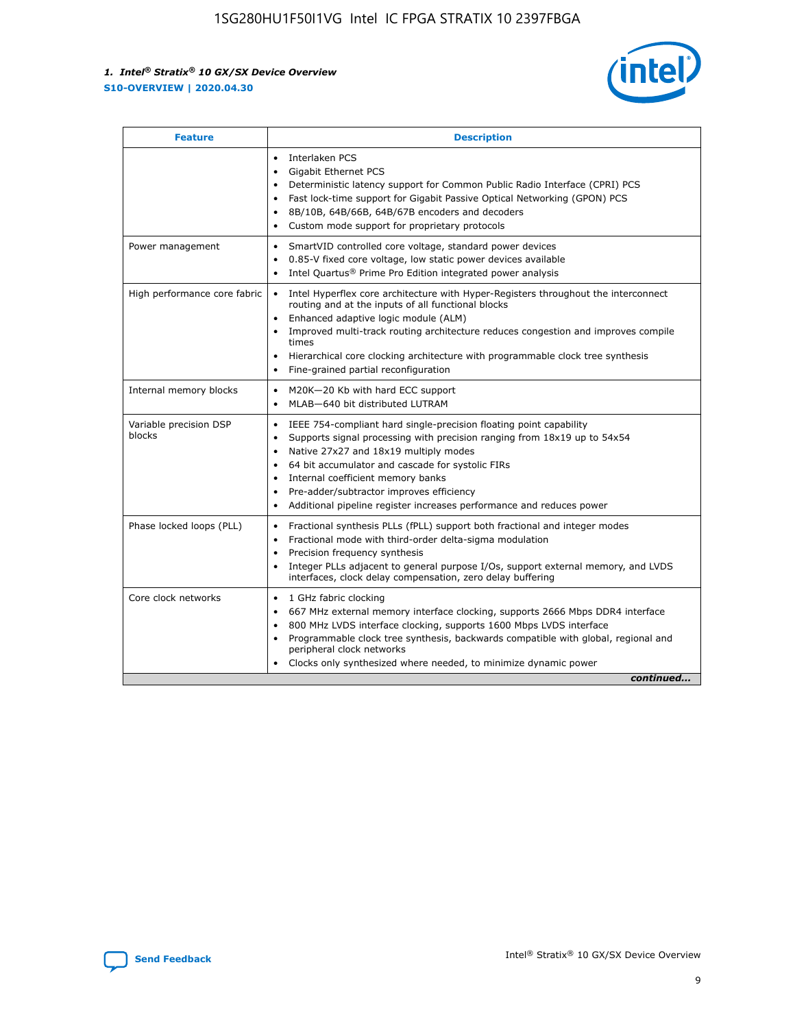| Feature | Description |
| --- | --- |
| | • Interlaken PCS<br>• Gigabit Ethernet PCS<br>• Deterministic latency support for Common Public Radio Interface (CPRI) PCS<br>• Fast lock-time support for Gigabit Passive Optical Networking (GPON) PCS<br>• 8B/10B, 64B/66B, 64B/67B encoders and decoders<br>• Custom mode support for proprietary protocols |
| Power management | • SmartVID controlled core voltage, standard power devices<br>• 0.85-V fixed core voltage, low static power devices available<br>• Intel Quartus® Prime Pro Edition integrated power analysis |
| High performance core fabric | • Intel Hyperflex core architecture with Hyper-Registers throughout the interconnect routing and at the inputs of all functional blocks<br>• Enhanced adaptive logic module (ALM)<br>• Improved multi-track routing architecture reduces congestion and improves compile times<br>• Hierarchical core clocking architecture with programmable clock tree synthesis<br>• Fine-grained partial reconfiguration |
| Internal memory blocks | • M20K—20 Kb with hard ECC support<br>• MLAB—640 bit distributed LUTRAM |
| Variable precision DSP blocks | • IEEE 754-compliant hard single-precision floating point capability<br>• Supports signal processing with precision ranging from 18x19 up to 54x54<br>• Native 27x27 and 18x19 multiply modes<br>• 64 bit accumulator and cascade for systolic FIRs<br>• Internal coefficient memory banks<br>• Pre-adder/subtractor improves efficiency<br>• Additional pipeline register increases performance and reduces power |
| Phase locked loops (PLL) | • Fractional synthesis PLLs (fPLL) support both fractional and integer modes<br>• Fractional mode with third-order delta-sigma modulation<br>• Precision frequency synthesis<br>• Integer PLLs adjacent to general purpose I/Os, support external memory, and LVDS interfaces, clock delay compensation, zero delay buffering |
| Core clock networks | • 1 GHz fabric clocking<br>• 667 MHz external memory interface clocking, supports 2666 Mbps DDR4 interface<br>• 800 MHz LVDS interface clocking, supports 1600 Mbps LVDS interface<br>• Programmable clock tree synthesis, backwards compatible with global, regional and peripheral clock networks<br>• Clocks only synthesized where needed, to minimize dynamic power |

*continued...*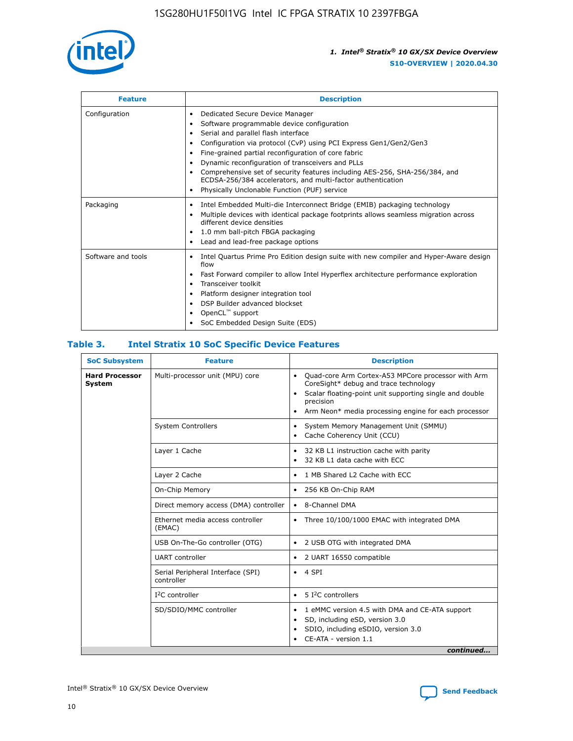| Feature | Description |
| --- | --- |
| Configuration | • Dedicated Secure Device Manager<br>• Software programmable device configuration<br>• Serial and parallel flash interface<br>• Configuration via protocol (CvP) using PCI Express Gen1/Gen2/Gen3<br>• Fine-grained partial reconfiguration of core fabric<br>• Dynamic reconfiguration of transceivers and PLLs<br>• Comprehensive set of security features including AES-256, SHA-256/384, and ECDSA-256/384 accelerators, and multi-factor authentication<br>• Physically Unclonable Function (PUF) service |
| Packaging | • Intel Embedded Multi-die Interconnect Bridge (EMIB) packaging technology<br>• Multiple devices with identical package footprints allows seamless migration across different device densities<br>• 1.0 mm ball-pitch FBGA packaging<br>• Lead and lead-free package options |
| Software and tools | • Intel Quartus Prime Pro Edition design suite with new compiler and Hyper-Aware design flow<br>• Fast Forward compiler to allow Intel Hyperflex architecture performance exploration<br>• Transceiver toolkit<br>• Platform designer integration tool<br>• DSP Builder advanced blockset<br>• OpenCL™ support<br>• SoC Embedded Design Suite (EDS) |

## Table 3. Intel Stratix 10 SoC Specific Device Features

| SoC Subsystem | Feature | Description |
| --- | --- | --- |
| **Hard Processor System** | Multi-processor unit (MPU) core | • Quad-core Arm Cortex-A53 MPCore processor with Arm CoreSight* debug and trace technology<br>• Scalar floating-point unit supporting single and double precision<br>• Arm Neon* media processing engine for each processor |
| | System Controllers | • System Memory Management Unit (SMMU)<br>• Cache Coherency Unit (CCU) |
| | Layer 1 Cache | • 32 KB L1 instruction cache with parity<br>• 32 KB L1 data cache with ECC |
| | Layer 2 Cache | • 1 MB Shared L2 Cache with ECC |
| | On-Chip Memory | • 256 KB On-Chip RAM |
| | Direct memory access (DMA) controller | • 8-Channel DMA |
| | Ethernet media access controller (EMAC) | • Three 10/100/1000 EMAC with integrated DMA |
| | USB On-The-Go controller (OTG) | • 2 USB OTG with integrated DMA |
| | UART controller | • 2 UART 16550 compatible |
| | Serial Peripheral Interface (SPI) controller | • 4 SPI |
| | I²C controller | • 5 I²C controllers |
| | SD/SDIO/MMC controller | • 1 eMMC version 4.5 with DMA and CE-ATA support<br>• SD, including eSD, version 3.0<br>• SDIO, including eSDIO, version 3.0<br>• CE-ATA - version 1.1 |

*continued...*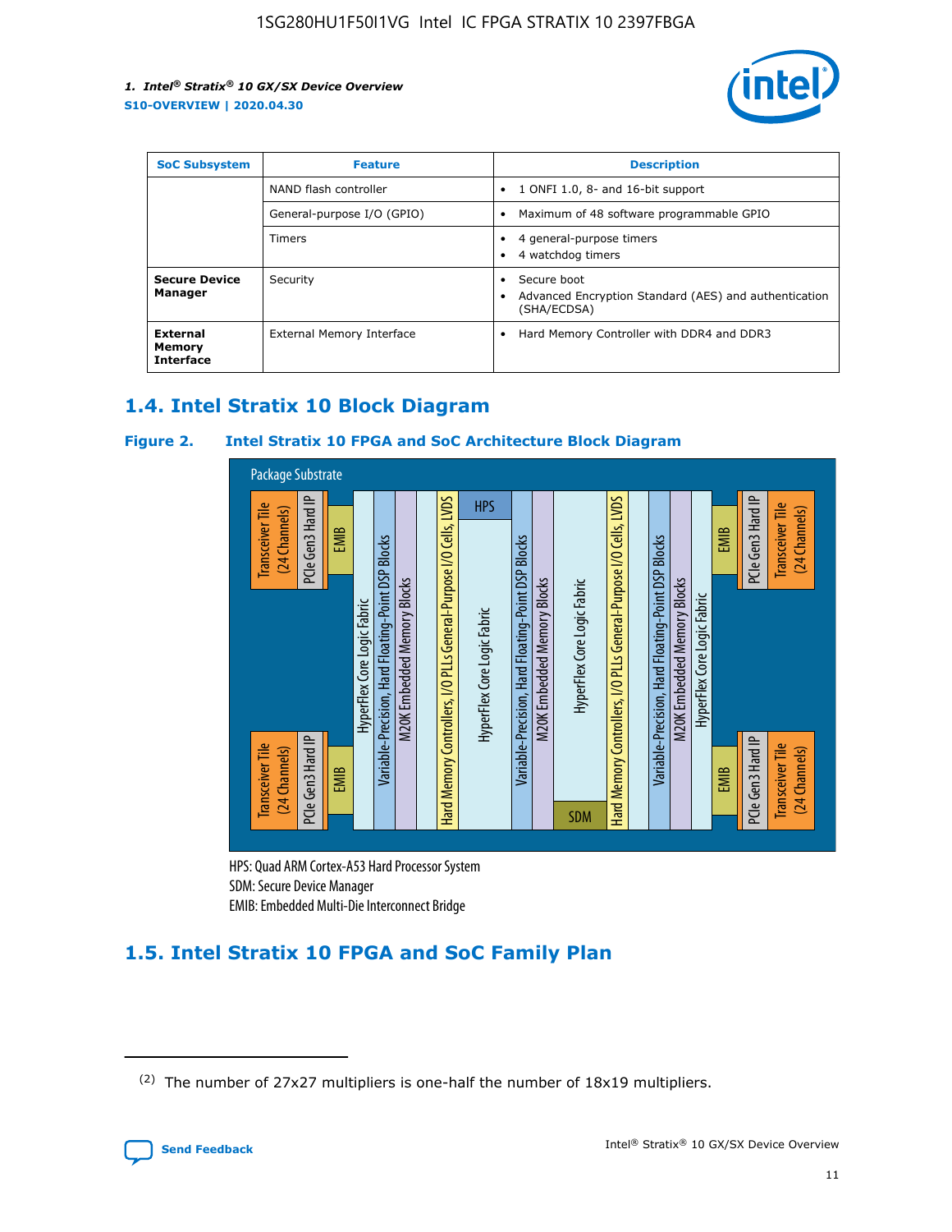| SoC Subsystem | Feature | Description |
| --- | --- | --- |
| | NAND flash controller | • 1 ONFI 1.0, 8- and 16-bit support |
| | General-purpose I/O (GPIO) | • Maximum of 48 software programmable GPIO |
| | Timers | • 4 general-purpose timers<br>• 4 watchdog timers |
| **Secure Device Manager** | Security | • Secure boot<br>• Advanced Encryption Standard (AES) and authentication (SHA/ECDSA) |
| **External Memory Interface** | External Memory Interface | • Hard Memory Controller with DDR4 and DDR3 |

## 1.4. Intel Stratix 10 Block Diagram

### Figure 2. Intel Stratix 10 FPGA and SoC Architecture Block Diagram

Package Substrate

Transceiver Tile (24 Channels) | PCIe Gen3 Hard IP | EMIB | HyperFlex Core Logic Fabric | Variable-Precision, Hard Floating-Point DSP Blocks | M20K Embedded Memory Blocks | Hard Memory Controllers, I/O PLLs General-Purpose I/O Cells, LVDS | HPS | HyperFlex Core Logic Fabric | Variable-Precision, Hard Floating-Point DSP Blocks | M20K Embedded Memory Blocks | HyperFlex Core Logic Fabric | SDM | Hard Memory Controllers, I/O PLLs General-Purpose I/O Cells, LVDS | Variable-Precision, Hard Floating-Point DSP Blocks | M20K Embedded Memory Blocks | HyperFlex Core Logic Fabric | EMIB | PCIe Gen3 Hard IP | Transceiver Tile (24 Channels)

HPS: Quad ARM Cortex-A53 Hard Processor System
SDM: Secure Device Manager
EMIB: Embedded Multi-Die Interconnect Bridge

## 1.5. Intel Stratix 10 FPGA and SoC Family Plan

(2) The number of 27x27 multipliers is one-half the number of 18x19 multipliers.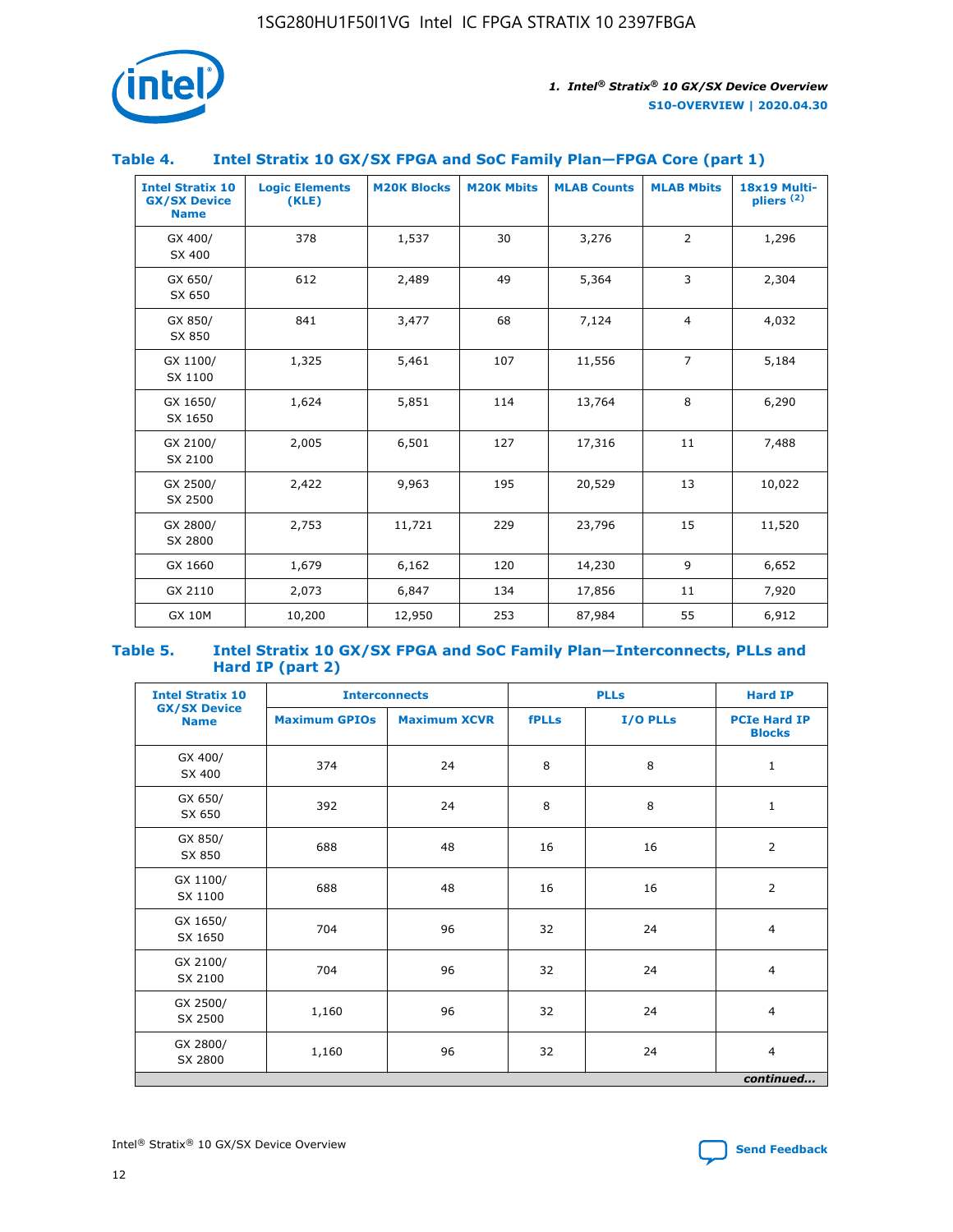### Table 4. Intel Stratix 10 GX/SX FPGA and SoC Family Plan—FPGA Core (part 1)

| Intel Stratix 10 GX/SX Device Name | Logic Elements (KLE) | M20K Blocks | M20K Mbits | MLAB Counts | MLAB Mbits | 18x19 Multipliers (2) |
|---|---|---|---|---|---|---|
| GX 400/ SX 400 | 378 | 1,537 | 30 | 3,276 | 2 | 1,296 |
| GX 650/ SX 650 | 612 | 2,489 | 49 | 5,364 | 3 | 2,304 |
| GX 850/ SX 850 | 841 | 3,477 | 68 | 7,124 | 4 | 4,032 |
| GX 1100/ SX 1100 | 1,325 | 5,461 | 107 | 11,556 | 7 | 5,184 |
| GX 1650/ SX 1650 | 1,624 | 5,851 | 114 | 13,764 | 8 | 6,290 |
| GX 2100/ SX 2100 | 2,005 | 6,501 | 127 | 17,316 | 11 | 7,488 |
| GX 2500/ SX 2500 | 2,422 | 9,963 | 195 | 20,529 | 13 | 10,022 |
| GX 2800/ SX 2800 | 2,753 | 11,721 | 229 | 23,796 | 15 | 11,520 |
| GX 1660 | 1,679 | 6,162 | 120 | 14,230 | 9 | 6,652 |
| GX 2110 | 2,073 | 6,847 | 134 | 17,856 | 11 | 7,920 |
| GX 10M | 10,200 | 12,950 | 253 | 87,984 | 55 | 6,912 |

### Table 5. Intel Stratix 10 GX/SX FPGA and SoC Family Plan—Interconnects, PLLs and Hard IP (part 2)

| Intel Stratix 10 GX/SX Device Name | Interconnects | | PLLs | | Hard IP |
|---|---|---|---|---|---|
| | Maximum GPIOs | Maximum XCVR | fPLLs | I/O PLLs | PCIe Hard IP Blocks |
| GX 400/ SX 400 | 374 | 24 | 8 | 8 | 1 |
| GX 650/ SX 650 | 392 | 24 | 8 | 8 | 1 |
| GX 850/ SX 850 | 688 | 48 | 16 | 16 | 2 |
| GX 1100/ SX 1100 | 688 | 48 | 16 | 16 | 2 |
| GX 1650/ SX 1650 | 704 | 96 | 32 | 24 | 4 |
| GX 2100/ SX 2100 | 704 | 96 | 32 | 24 | 4 |
| GX 2500/ SX 2500 | 1,160 | 96 | 32 | 24 | 4 |
| GX 2800/ SX 2800 | 1,160 | 96 | 32 | 24 | 4 |

*continued...*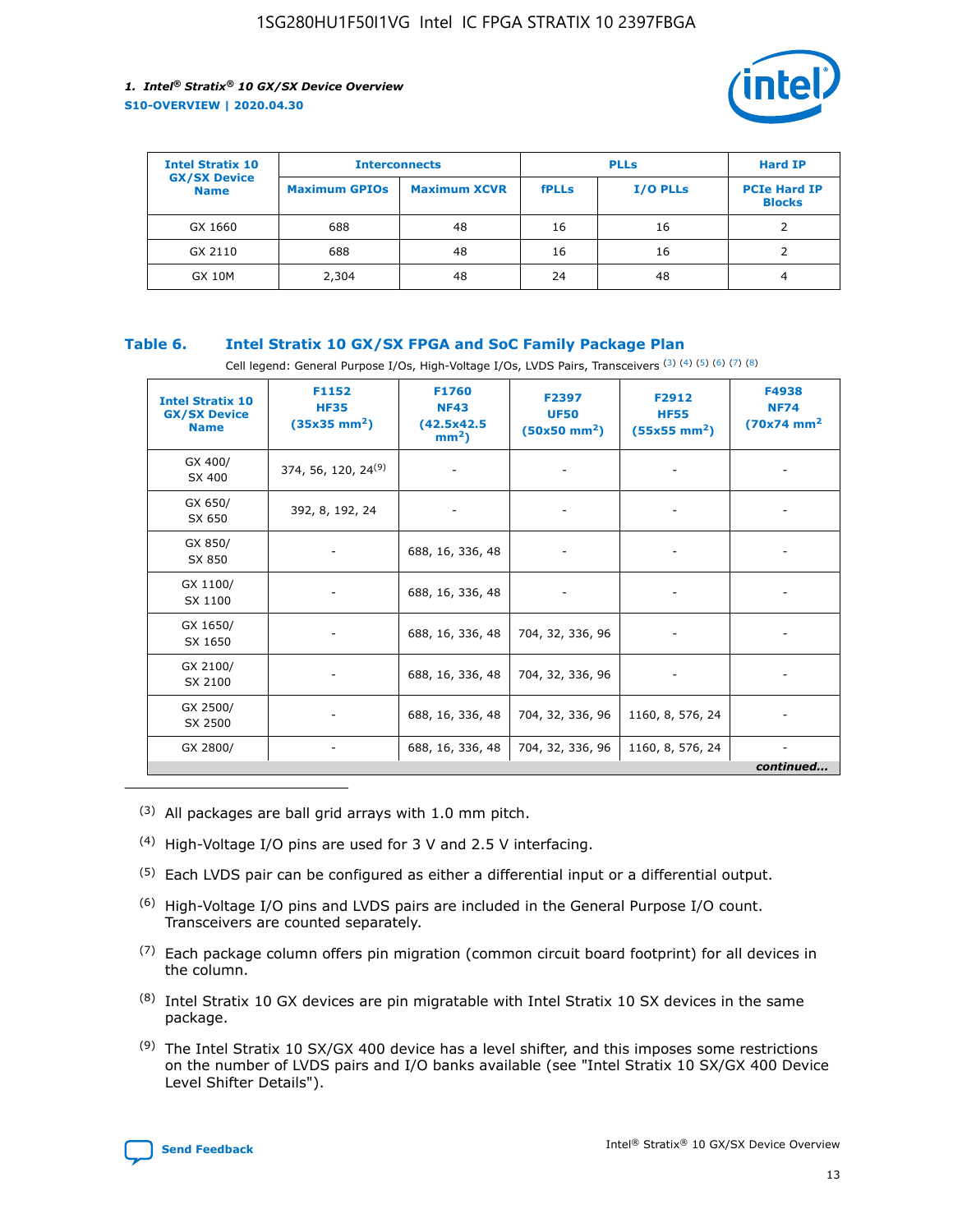| Intel Stratix 10 GX/SX Device Name | Interconnects | | PLLs | | Hard IP |
|---|---|---|---|---|---|
| | Maximum GPIOs | Maximum XCVR | fPLLs | I/O PLLs | PCIe Hard IP Blocks |
| GX 1660 | 688 | 48 | 16 | 16 | 2 |
| GX 2110 | 688 | 48 | 16 | 16 | 2 |
| GX 10M | 2,304 | 48 | 24 | 48 | 4 |

### Table 6. Intel Stratix 10 GX/SX FPGA and SoC Family Package Plan

Cell legend: General Purpose I/Os, High-Voltage I/Os, LVDS Pairs, Transceivers (3) (4) (5) (6) (7) (8)

| Intel Stratix 10 GX/SX Device Name | F1152 HF35 (35x35 mm²) | F1760 NF43 (42.5x42.5 mm²) | F2397 UF50 (50x50 mm²) | F2912 HF55 (55x55 mm²) | F4938 NF74 (70x74 mm² |
|---|---|---|---|---|---|
| GX 400/ SX 400 | 374, 56, 120, 24(9) | - | - | - | - |
| GX 650/ SX 650 | 392, 8, 192, 24 | - | - | - | - |
| GX 850/ SX 850 | - | 688, 16, 336, 48 | - | - | - |
| GX 1100/ SX 1100 | - | 688, 16, 336, 48 | - | - | - |
| GX 1650/ SX 1650 | - | 688, 16, 336, 48 | 704, 32, 336, 96 | - | - |
| GX 2100/ SX 2100 | - | 688, 16, 336, 48 | 704, 32, 336, 96 | - | - |
| GX 2500/ SX 2500 | - | 688, 16, 336, 48 | 704, 32, 336, 96 | 1160, 8, 576, 24 | - |
| GX 2800/ | - | 688, 16, 336, 48 | 704, 32, 336, 96 | 1160, 8, 576, 24 | - |

*continued...*

(3) All packages are ball grid arrays with 1.0 mm pitch.

(4) High-Voltage I/O pins are used for 3 V and 2.5 V interfacing.

(5) Each LVDS pair can be configured as either a differential input or a differential output.

(6) High-Voltage I/O pins and LVDS pairs are included in the General Purpose I/O count. Transceivers are counted separately.

(7) Each package column offers pin migration (common circuit board footprint) for all devices in the column.

(8) Intel Stratix 10 GX devices are pin migratable with Intel Stratix 10 SX devices in the same package.

(9) The Intel Stratix 10 SX/GX 400 device has a level shifter, and this imposes some restrictions on the number of LVDS pairs and I/O banks available (see "Intel Stratix 10 SX/GX 400 Device Level Shifter Details").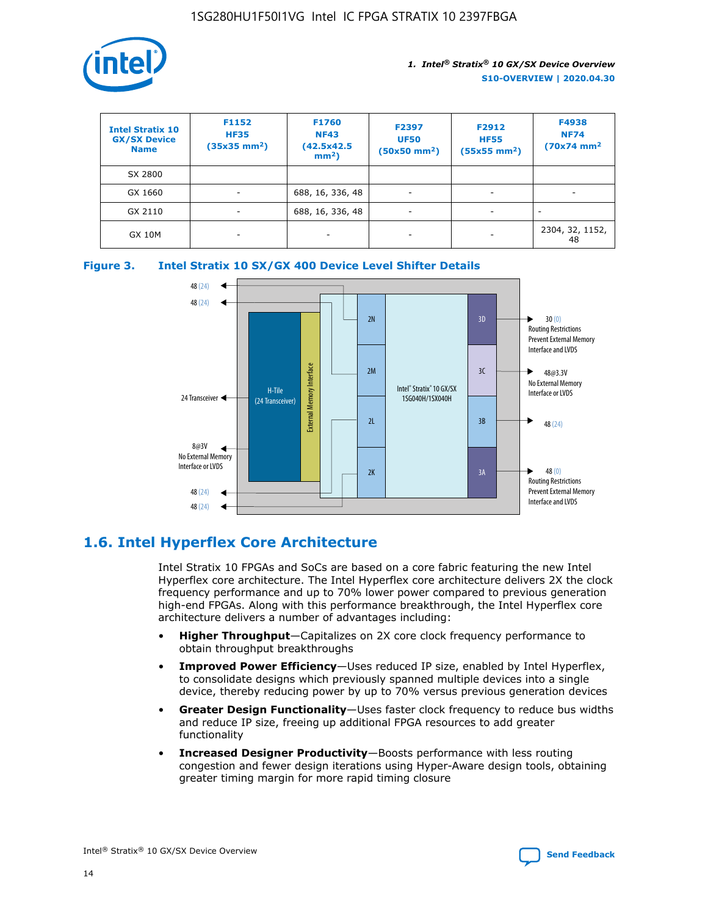| Intel Stratix 10 GX/SX Device Name | F1152 HF35 (35x35 mm$^2$) | F1760 NF43 (42.5x42.5 mm$^2$) | F2397 UF50 (50x50 mm$^2$) | F2912 HF55 (55x55 mm$^2$) | F4938 NF74 (70x74 mm$^2$ |
|---|---|---|---|---|---|
| SX 2800 | | | | | |
| GX 1660 | - | 688, 16, 336, 48 | - | - | - |
| GX 2110 | - | 688, 16, 336, 48 | - | - | - |
| GX 10M | - | - | - | - | 2304, 32, 1152, 48 |

**Figure 3. Intel Stratix 10 SX/GX 400 Device Level Shifter Details**

## 1.6. Intel Hyperflex Core Architecture

Intel Stratix 10 FPGAs and SoCs are based on a core fabric featuring the new Intel Hyperflex core architecture. The Intel Hyperflex core architecture delivers 2X the clock frequency performance and up to 70% lower power compared to previous generation high-end FPGAs. Along with this performance breakthrough, the Intel Hyperflex core architecture delivers a number of advantages including:

- **Higher Throughput**—Capitalizes on 2X core clock frequency performance to obtain throughput breakthroughs
- **Improved Power Efficiency**—Uses reduced IP size, enabled by Intel Hyperflex, to consolidate designs which previously spanned multiple devices into a single device, thereby reducing power by up to 70% versus previous generation devices
- **Greater Design Functionality**—Uses faster clock frequency to reduce bus widths and reduce IP size, freeing up additional FPGA resources to add greater functionality
- **Increased Designer Productivity**—Boosts performance with less routing congestion and fewer design iterations using Hyper-Aware design tools, obtaining greater timing margin for more rapid timing closure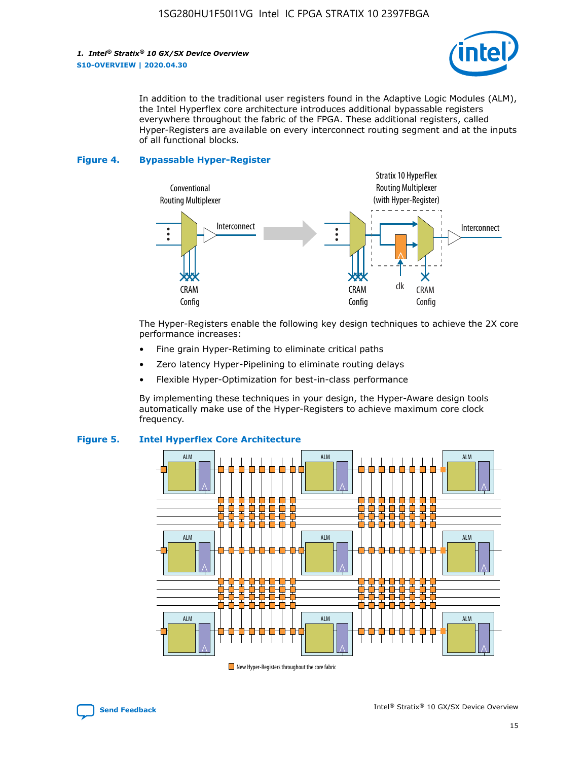In addition to the traditional user registers found in the Adaptive Logic Modules (ALM), the Intel Hyperflex core architecture introduces additional bypassable registers everywhere throughout the fabric of the FPGA. These additional registers, called Hyper-Registers are available on every interconnect routing segment and at the inputs of all functional blocks.

**Figure 4. Bypassable Hyper-Register**

The Hyper-Registers enable the following key design techniques to achieve the 2X core performance increases:

- Fine grain Hyper-Retiming to eliminate critical paths
- Zero latency Hyper-Pipelining to eliminate routing delays
- Flexible Hyper-Optimization for best-in-class performance

By implementing these techniques in your design, the Hyper-Aware design tools automatically make use of the Hyper-Registers to achieve maximum core clock frequency.

**Figure 5. Intel Hyperflex Core Architecture**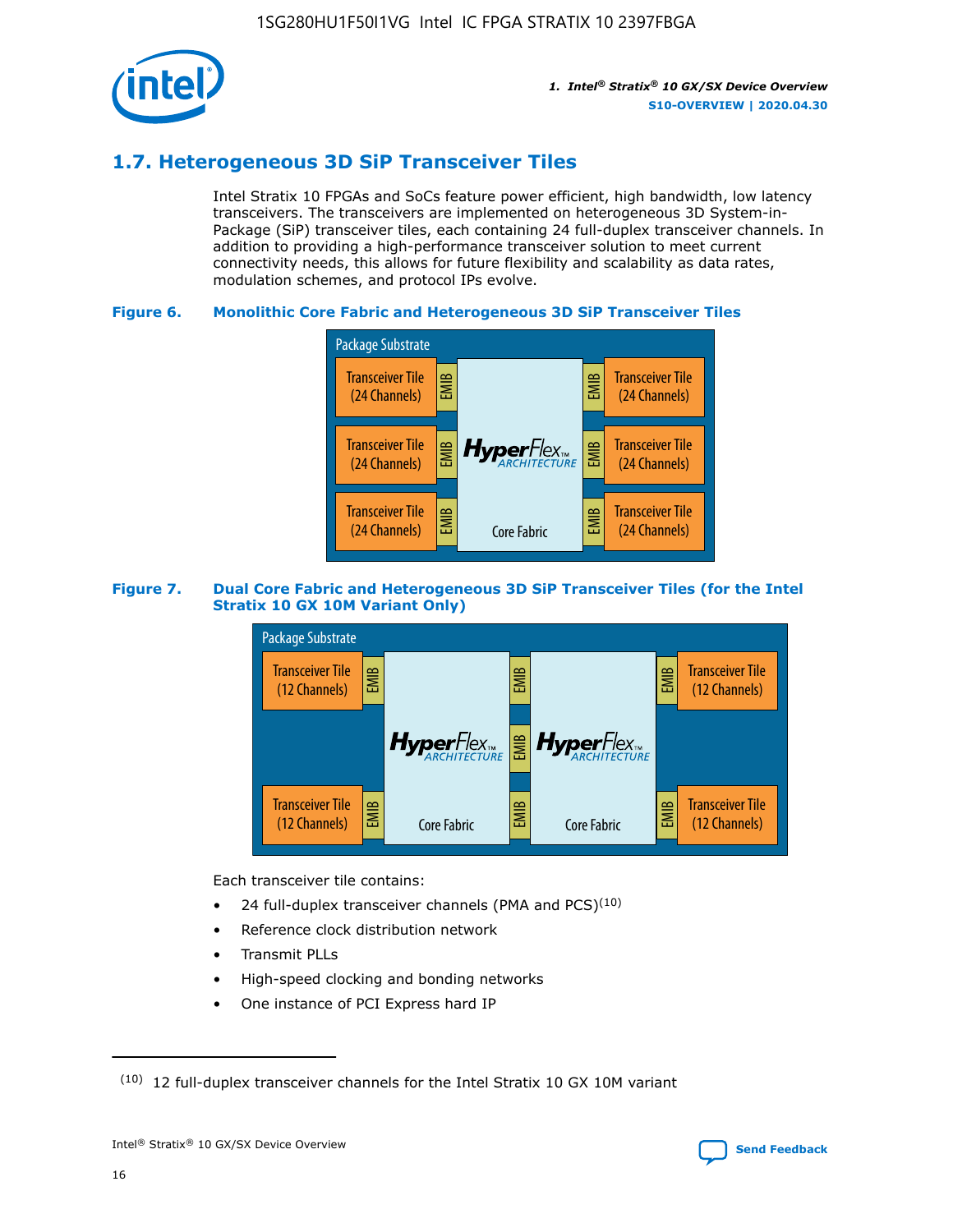## 1.7. Heterogeneous 3D SiP Transceiver Tiles

Intel Stratix 10 FPGAs and SoCs feature power efficient, high bandwidth, low latency transceivers. The transceivers are implemented on heterogeneous 3D System-in-Package (SiP) transceiver tiles, each containing 24 full-duplex transceiver channels. In addition to providing a high-performance transceiver solution to meet current connectivity needs, this allows for future flexibility and scalability as data rates, modulation schemes, and protocol IPs evolve.

**Figure 6. Monolithic Core Fabric and Heterogeneous 3D SiP Transceiver Tiles**

**Figure 7. Dual Core Fabric and Heterogeneous 3D SiP Transceiver Tiles (for the Intel Stratix 10 GX 10M Variant Only)**

Each transceiver tile contains:

- 24 full-duplex transceiver channels (PMA and PCS)[10]
- Reference clock distribution network
- Transmit PLLs
- High-speed clocking and bonding networks
- One instance of PCI Express hard IP

[10] 12 full-duplex transceiver channels for the Intel Stratix 10 GX 10M variant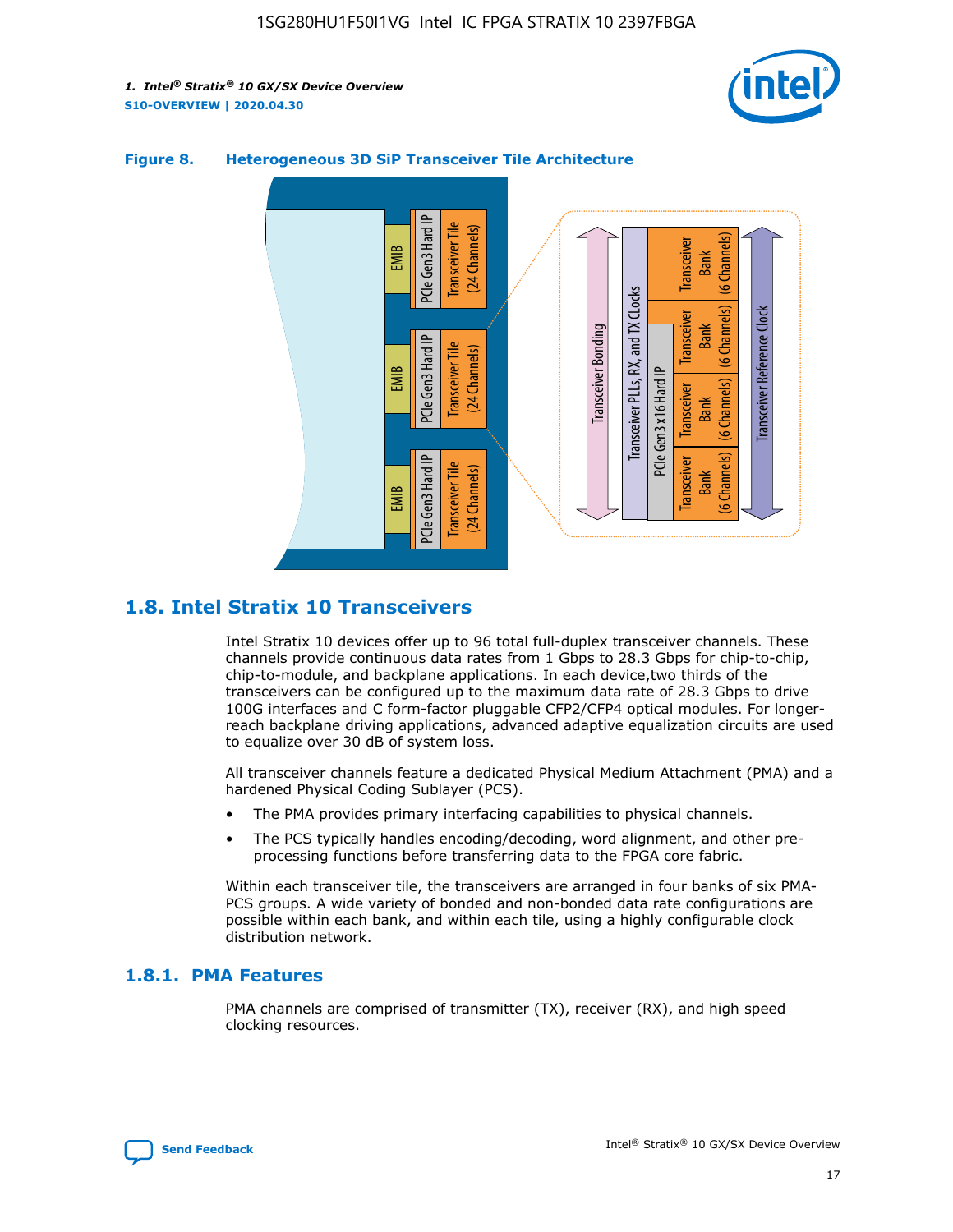**Figure 8. Heterogeneous 3D SiP Transceiver Tile Architecture**

## 1.8. Intel Stratix 10 Transceivers

Intel Stratix 10 devices offer up to 96 total full-duplex transceiver channels. These channels provide continuous data rates from 1 Gbps to 28.3 Gbps for chip-to-chip, chip-to-module, and backplane applications. In each device,two thirds of the transceivers can be configured up to the maximum data rate of 28.3 Gbps to drive 100G interfaces and C form-factor pluggable CFP2/CFP4 optical modules. For longer-reach backplane driving applications, advanced adaptive equalization circuits are used to equalize over 30 dB of system loss.

All transceiver channels feature a dedicated Physical Medium Attachment (PMA) and a hardened Physical Coding Sublayer (PCS).

- The PMA provides primary interfacing capabilities to physical channels.
- The PCS typically handles encoding/decoding, word alignment, and other pre-processing functions before transferring data to the FPGA core fabric.

Within each transceiver tile, the transceivers are arranged in four banks of six PMA-PCS groups. A wide variety of bonded and non-bonded data rate configurations are possible within each bank, and within each tile, using a highly configurable clock distribution network.

### 1.8.1. PMA Features

PMA channels are comprised of transmitter (TX), receiver (RX), and high speed clocking resources.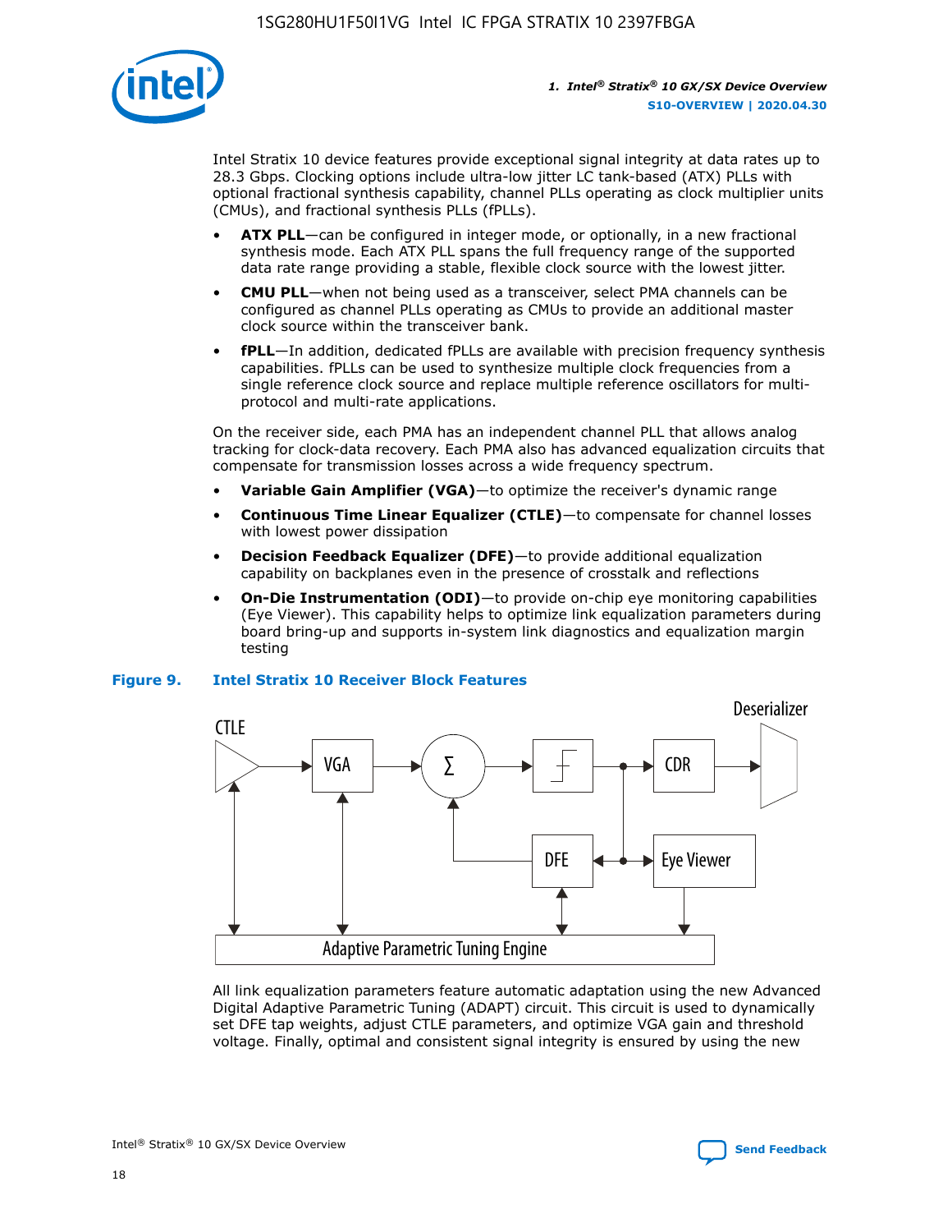Intel Stratix 10 device features provide exceptional signal integrity at data rates up to 28.3 Gbps. Clocking options include ultra-low jitter LC tank-based (ATX) PLLs with optional fractional synthesis capability, channel PLLs operating as clock multiplier units (CMUs), and fractional synthesis PLLs (fPLLs).

- **ATX PLL**—can be configured in integer mode, or optionally, in a new fractional synthesis mode. Each ATX PLL spans the full frequency range of the supported data rate range providing a stable, flexible clock source with the lowest jitter.
- **CMU PLL**—when not being used as a transceiver, select PMA channels can be configured as channel PLLs operating as CMUs to provide an additional master clock source within the transceiver bank.
- **fPLL**—In addition, dedicated fPLLs are available with precision frequency synthesis capabilities. fPLLs can be used to synthesize multiple clock frequencies from a single reference clock source and replace multiple reference oscillators for multi-protocol and multi-rate applications.

On the receiver side, each PMA has an independent channel PLL that allows analog tracking for clock-data recovery. Each PMA also has advanced equalization circuits that compensate for transmission losses across a wide frequency spectrum.

- **Variable Gain Amplifier (VGA)**—to optimize the receiver's dynamic range
- **Continuous Time Linear Equalizer (CTLE)**—to compensate for channel losses with lowest power dissipation
- **Decision Feedback Equalizer (DFE)**—to provide additional equalization capability on backplanes even in the presence of crosstalk and reflections
- **On-Die Instrumentation (ODI)**—to provide on-chip eye monitoring capabilities (Eye Viewer). This capability helps to optimize link equalization parameters during board bring-up and supports in-system link diagnostics and equalization margin testing

**Figure 9. Intel Stratix 10 Receiver Block Features**

All link equalization parameters feature automatic adaptation using the new Advanced Digital Adaptive Parametric Tuning (ADAPT) circuit. This circuit is used to dynamically set DFE tap weights, adjust CTLE parameters, and optimize VGA gain and threshold voltage. Finally, optimal and consistent signal integrity is ensured by using the new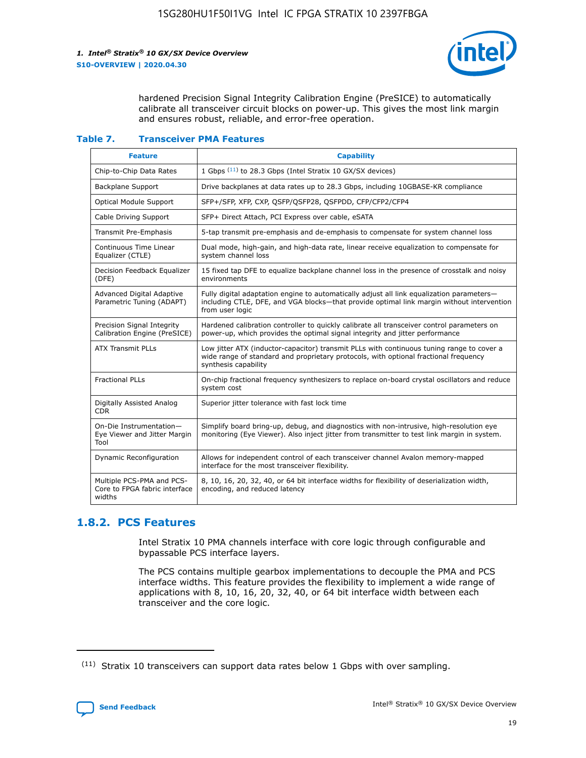hardened Precision Signal Integrity Calibration Engine (PreSICE) to automatically calibrate all transceiver circuit blocks on power-up. This gives the most link margin and ensures robust, reliable, and error-free operation.

**Table 7. Transceiver PMA Features**

| Feature | Capability |
| --- | --- |
| Chip-to-Chip Data Rates | 1 Gbps [11] to 28.3 Gbps (Intel Stratix 10 GX/SX devices) |
| Backplane Support | Drive backplanes at data rates up to 28.3 Gbps, including 10GBASE-KR compliance |
| Optical Module Support | SFP+/SFP, XFP, CXP, QSFP/QSFP28, QSFPDD, CFP/CFP2/CFP4 |
| Cable Driving Support | SFP+ Direct Attach, PCI Express over cable, eSATA |
| Transmit Pre-Emphasis | 5-tap transmit pre-emphasis and de-emphasis to compensate for system channel loss |
| Continuous Time Linear Equalizer (CTLE) | Dual mode, high-gain, and high-data rate, linear receive equalization to compensate for system channel loss |
| Decision Feedback Equalizer (DFE) | 15 fixed tap DFE to equalize backplane channel loss in the presence of crosstalk and noisy environments |
| Advanced Digital Adaptive Parametric Tuning (ADAPT) | Fully digital adaptation engine to automatically adjust all link equalization parameters—including CTLE, DFE, and VGA blocks—that provide optimal link margin without intervention from user logic |
| Precision Signal Integrity Calibration Engine (PreSICE) | Hardened calibration controller to quickly calibrate all transceiver control parameters on power-up, which provides the optimal signal integrity and jitter performance |
| ATX Transmit PLLs | Low jitter ATX (inductor-capacitor) transmit PLLs with continuous tuning range to cover a wide range of standard and proprietary protocols, with optional fractional frequency synthesis capability |
| Fractional PLLs | On-chip fractional frequency synthesizers to replace on-board crystal oscillators and reduce system cost |
| Digitally Assisted Analog CDR | Superior jitter tolerance with fast lock time |
| On-Die Instrumentation—Eye Viewer and Jitter Margin Tool | Simplify board bring-up, debug, and diagnostics with non-intrusive, high-resolution eye monitoring (Eye Viewer). Also inject jitter from transmitter to test link margin in system. |
| Dynamic Reconfiguration | Allows for independent control of each transceiver channel Avalon memory-mapped interface for the most transceiver flexibility. |
| Multiple PCS-PMA and PCS-Core to FPGA fabric interface widths | 8, 10, 16, 20, 32, 40, or 64 bit interface widths for flexibility of deserialization width, encoding, and reduced latency |

## 1.8.2. PCS Features

Intel Stratix 10 PMA channels interface with core logic through configurable and bypassable PCS interface layers.

The PCS contains multiple gearbox implementations to decouple the PMA and PCS interface widths. This feature provides the flexibility to implement a wide range of applications with 8, 10, 16, 20, 32, 40, or 64 bit interface width between each transceiver and the core logic.

[11] Stratix 10 transceivers can support data rates below 1 Gbps with over sampling.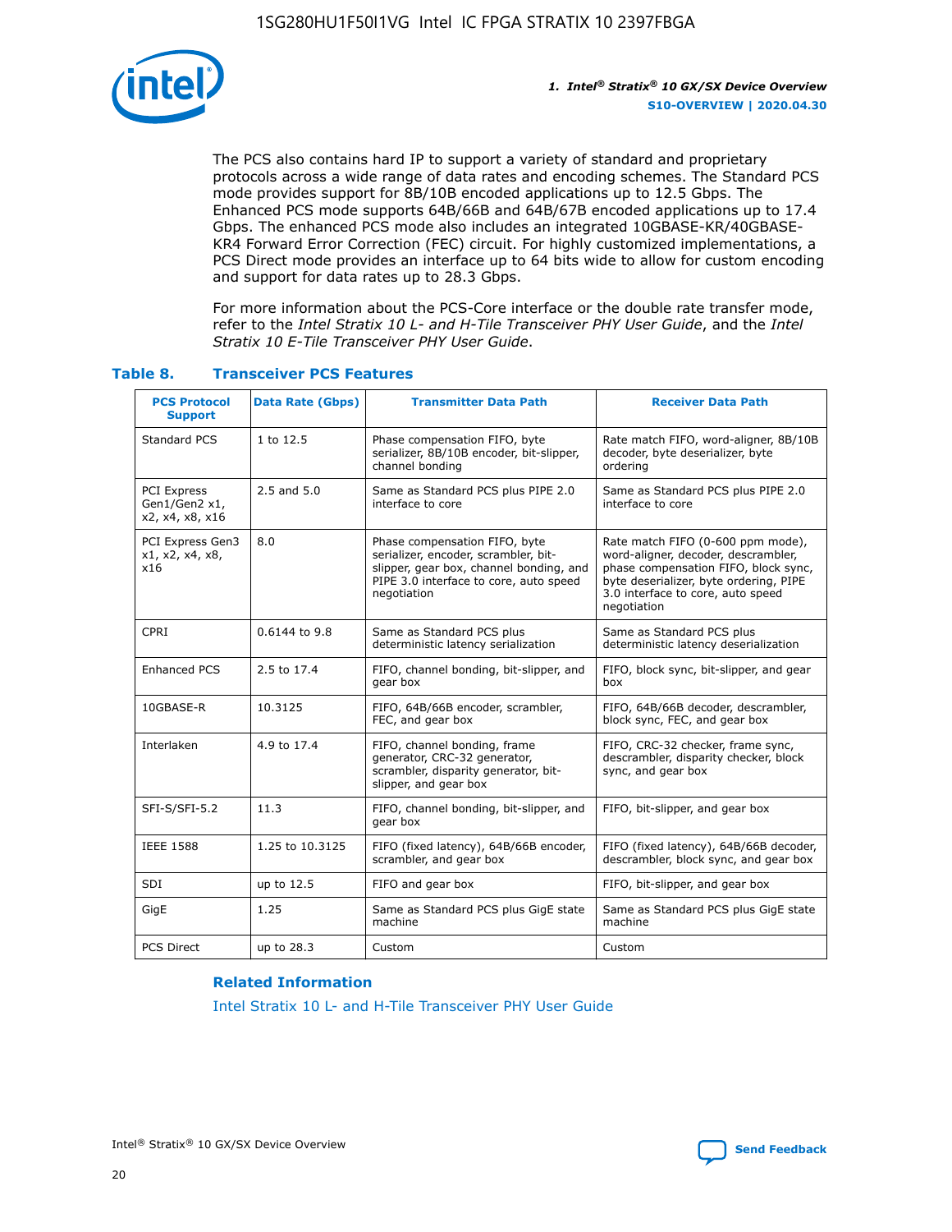The PCS also contains hard IP to support a variety of standard and proprietary protocols across a wide range of data rates and encoding schemes. The Standard PCS mode provides support for 8B/10B encoded applications up to 12.5 Gbps. The Enhanced PCS mode supports 64B/66B and 64B/67B encoded applications up to 17.4 Gbps. The enhanced PCS mode also includes an integrated 10GBASE-KR/40GBASE-KR4 Forward Error Correction (FEC) circuit. For highly customized implementations, a PCS Direct mode provides an interface up to 64 bits wide to allow for custom encoding and support for data rates up to 28.3 Gbps.

For more information about the PCS-Core interface or the double rate transfer mode, refer to the *Intel Stratix 10 L- and H-Tile Transceiver PHY User Guide*, and the *Intel Stratix 10 E-Tile Transceiver PHY User Guide*.

### Table 8. Transceiver PCS Features

| PCS Protocol Support | Data Rate (Gbps) | Transmitter Data Path | Receiver Data Path |
|---|---|---|---|
| Standard PCS | 1 to 12.5 | Phase compensation FIFO, byte serializer, 8B/10B encoder, bit-slipper, channel bonding | Rate match FIFO, word-aligner, 8B/10B decoder, byte deserializer, byte ordering |
| PCI Express Gen1/Gen2 x1, x2, x4, x8, x16 | 2.5 and 5.0 | Same as Standard PCS plus PIPE 2.0 interface to core | Same as Standard PCS plus PIPE 2.0 interface to core |
| PCI Express Gen3 x1, x2, x4, x8, x16 | 8.0 | Phase compensation FIFO, byte serializer, encoder, scrambler, bit-slipper, gear box, channel bonding, and PIPE 3.0 interface to core, auto speed negotiation | Rate match FIFO (0-600 ppm mode), word-aligner, decoder, descrambler, phase compensation FIFO, block sync, byte deserializer, byte ordering, PIPE 3.0 interface to core, auto speed negotiation |
| CPRI | 0.6144 to 9.8 | Same as Standard PCS plus deterministic latency serialization | Same as Standard PCS plus deterministic latency deserialization |
| Enhanced PCS | 2.5 to 17.4 | FIFO, channel bonding, bit-slipper, and gear box | FIFO, block sync, bit-slipper, and gear box |
| 10GBASE-R | 10.3125 | FIFO, 64B/66B encoder, scrambler, FEC, and gear box | FIFO, 64B/66B decoder, descrambler, block sync, FEC, and gear box |
| Interlaken | 4.9 to 17.4 | FIFO, channel bonding, frame generator, CRC-32 generator, scrambler, disparity generator, bit-slipper, and gear box | FIFO, CRC-32 checker, frame sync, descrambler, disparity checker, block sync, and gear box |
| SFI-S/SFI-5.2 | 11.3 | FIFO, channel bonding, bit-slipper, and gear box | FIFO, bit-slipper, and gear box |
| IEEE 1588 | 1.25 to 10.3125 | FIFO (fixed latency), 64B/66B encoder, scrambler, and gear box | FIFO (fixed latency), 64B/66B decoder, descrambler, block sync, and gear box |
| SDI | up to 12.5 | FIFO and gear box | FIFO, bit-slipper, and gear box |
| GigE | 1.25 | Same as Standard PCS plus GigE state machine | Same as Standard PCS plus GigE state machine |
| PCS Direct | up to 28.3 | Custom | Custom |

#### Related Information

Intel Stratix 10 L- and H-Tile Transceiver PHY User Guide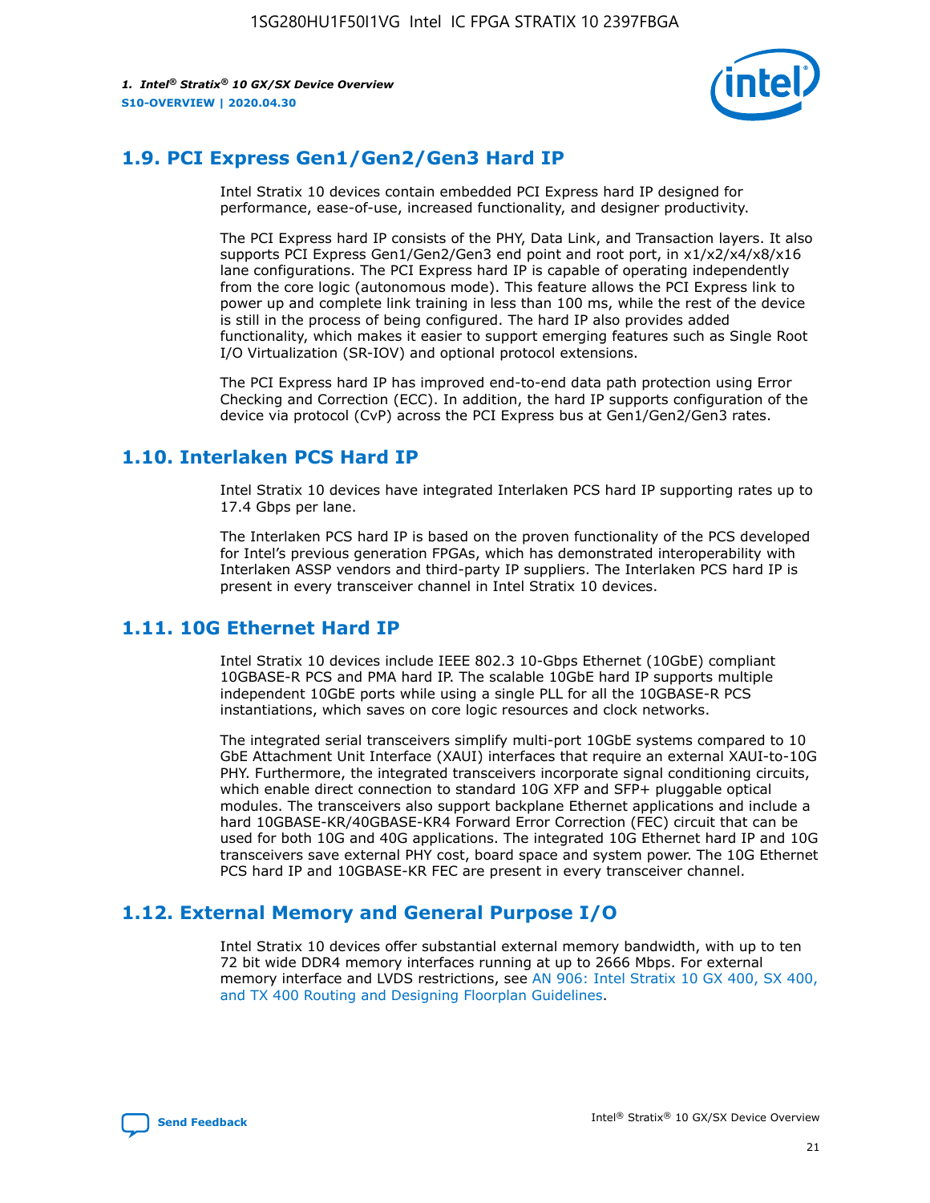## 1.9. PCI Express Gen1/Gen2/Gen3 Hard IP

Intel Stratix 10 devices contain embedded PCI Express hard IP designed for performance, ease-of-use, increased functionality, and designer productivity.

The PCI Express hard IP consists of the PHY, Data Link, and Transaction layers. It also supports PCI Express Gen1/Gen2/Gen3 end point and root port, in x1/x2/x4/x8/x16 lane configurations. The PCI Express hard IP is capable of operating independently from the core logic (autonomous mode). This feature allows the PCI Express link to power up and complete link training in less than 100 ms, while the rest of the device is still in the process of being configured. The hard IP also provides added functionality, which makes it easier to support emerging features such as Single Root I/O Virtualization (SR-IOV) and optional protocol extensions.

The PCI Express hard IP has improved end-to-end data path protection using Error Checking and Correction (ECC). In addition, the hard IP supports configuration of the device via protocol (CvP) across the PCI Express bus at Gen1/Gen2/Gen3 rates.

## 1.10. Interlaken PCS Hard IP

Intel Stratix 10 devices have integrated Interlaken PCS hard IP supporting rates up to 17.4 Gbps per lane.

The Interlaken PCS hard IP is based on the proven functionality of the PCS developed for Intel's previous generation FPGAs, which has demonstrated interoperability with Interlaken ASSP vendors and third-party IP suppliers. The Interlaken PCS hard IP is present in every transceiver channel in Intel Stratix 10 devices.

## 1.11. 10G Ethernet Hard IP

Intel Stratix 10 devices include IEEE 802.3 10-Gbps Ethernet (10GbE) compliant 10GBASE-R PCS and PMA hard IP. The scalable 10GbE hard IP supports multiple independent 10GbE ports while using a single PLL for all the 10GBASE-R PCS instantiations, which saves on core logic resources and clock networks.

The integrated serial transceivers simplify multi-port 10GbE systems compared to 10 GbE Attachment Unit Interface (XAUI) interfaces that require an external XAUI-to-10G PHY. Furthermore, the integrated transceivers incorporate signal conditioning circuits, which enable direct connection to standard 10G XFP and SFP+ pluggable optical modules. The transceivers also support backplane Ethernet applications and include a hard 10GBASE-KR/40GBASE-KR4 Forward Error Correction (FEC) circuit that can be used for both 10G and 40G applications. The integrated 10G Ethernet hard IP and 10G transceivers save external PHY cost, board space and system power. The 10G Ethernet PCS hard IP and 10GBASE-KR FEC are present in every transceiver channel.

## 1.12. External Memory and General Purpose I/O

Intel Stratix 10 devices offer substantial external memory bandwidth, with up to ten 72 bit wide DDR4 memory interfaces running at up to 2666 Mbps. For external memory interface and LVDS restrictions, see AN 906: Intel Stratix 10 GX 400, SX 400, and TX 400 Routing and Designing Floorplan Guidelines.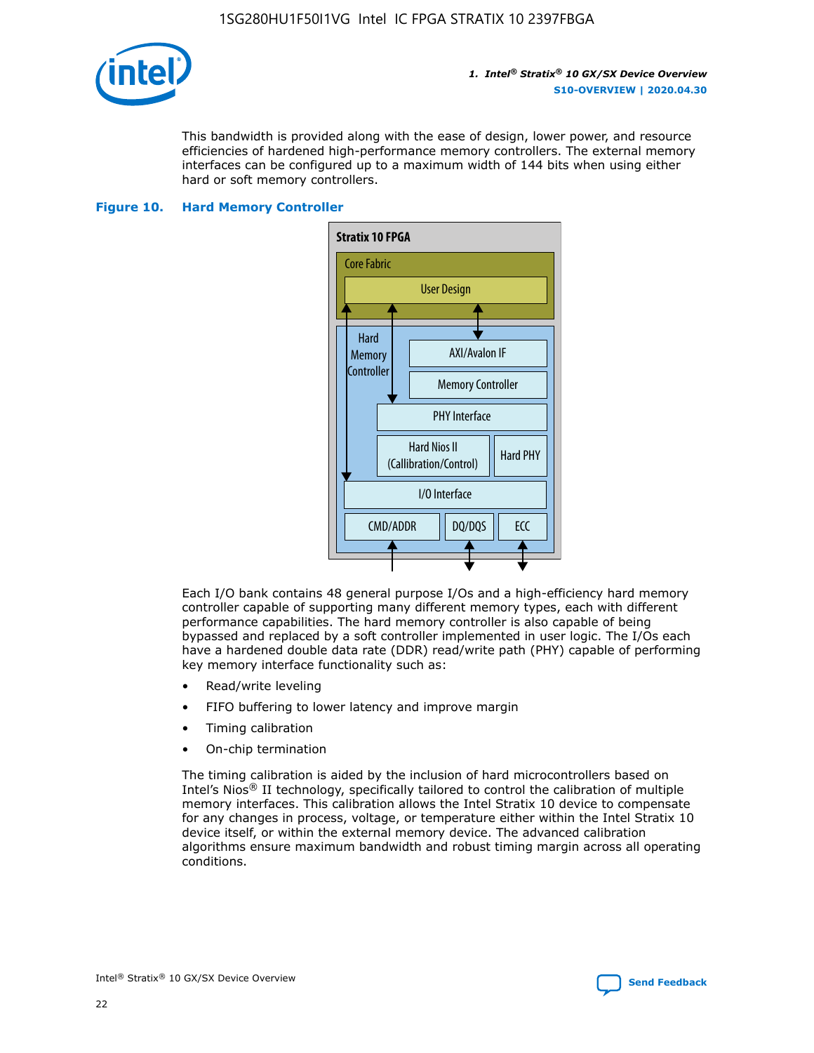This bandwidth is provided along with the ease of design, lower power, and resource efficiencies of hardened high-performance memory controllers. The external memory interfaces can be configured up to a maximum width of 144 bits when using either hard or soft memory controllers.

**Figure 10. Hard Memory Controller**

Each I/O bank contains 48 general purpose I/Os and a high-efficiency hard memory controller capable of supporting many different memory types, each with different performance capabilities. The hard memory controller is also capable of being bypassed and replaced by a soft controller implemented in user logic. The I/Os each have a hardened double data rate (DDR) read/write path (PHY) capable of performing key memory interface functionality such as:

- Read/write leveling
- FIFO buffering to lower latency and improve margin
- Timing calibration
- On-chip termination

The timing calibration is aided by the inclusion of hard microcontrollers based on Intel's Nios® II technology, specifically tailored to control the calibration of multiple memory interfaces. This calibration allows the Intel Stratix 10 device to compensate for any changes in process, voltage, or temperature either within the Intel Stratix 10 device itself, or within the external memory device. The advanced calibration algorithms ensure maximum bandwidth and robust timing margin across all operating conditions.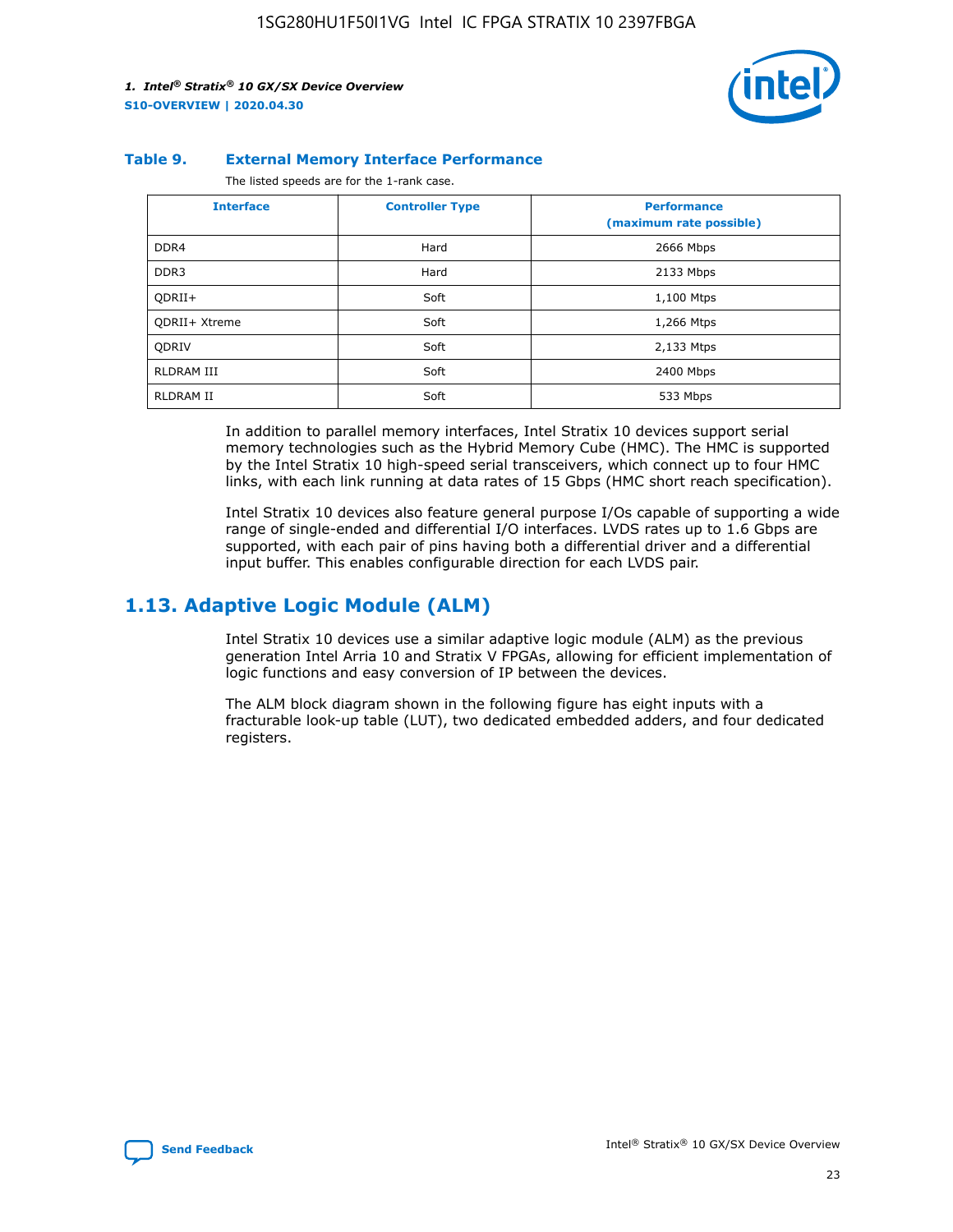**Table 9. External Memory Interface Performance**

The listed speeds are for the 1-rank case.

| Interface | Controller Type | Performance (maximum rate possible) |
| --- | --- | --- |
| DDR4 | Hard | 2666 Mbps |
| DDR3 | Hard | 2133 Mbps |
| QDRII+ | Soft | 1,100 Mtps |
| QDRII+ Xtreme | Soft | 1,266 Mtps |
| QDRIV | Soft | 2,133 Mtps |
| RLDRAM III | Soft | 2400 Mbps |
| RLDRAM II | Soft | 533 Mbps |

In addition to parallel memory interfaces, Intel Stratix 10 devices support serial memory technologies such as the Hybrid Memory Cube (HMC). The HMC is supported by the Intel Stratix 10 high-speed serial transceivers, which connect up to four HMC links, with each link running at data rates of 15 Gbps (HMC short reach specification).

Intel Stratix 10 devices also feature general purpose I/Os capable of supporting a wide range of single-ended and differential I/O interfaces. LVDS rates up to 1.6 Gbps are supported, with each pair of pins having both a differential driver and a differential input buffer. This enables configurable direction for each LVDS pair.

## 1.13. Adaptive Logic Module (ALM)

Intel Stratix 10 devices use a similar adaptive logic module (ALM) as the previous generation Intel Arria 10 and Stratix V FPGAs, allowing for efficient implementation of logic functions and easy conversion of IP between the devices.

The ALM block diagram shown in the following figure has eight inputs with a fracturable look-up table (LUT), two dedicated embedded adders, and four dedicated registers.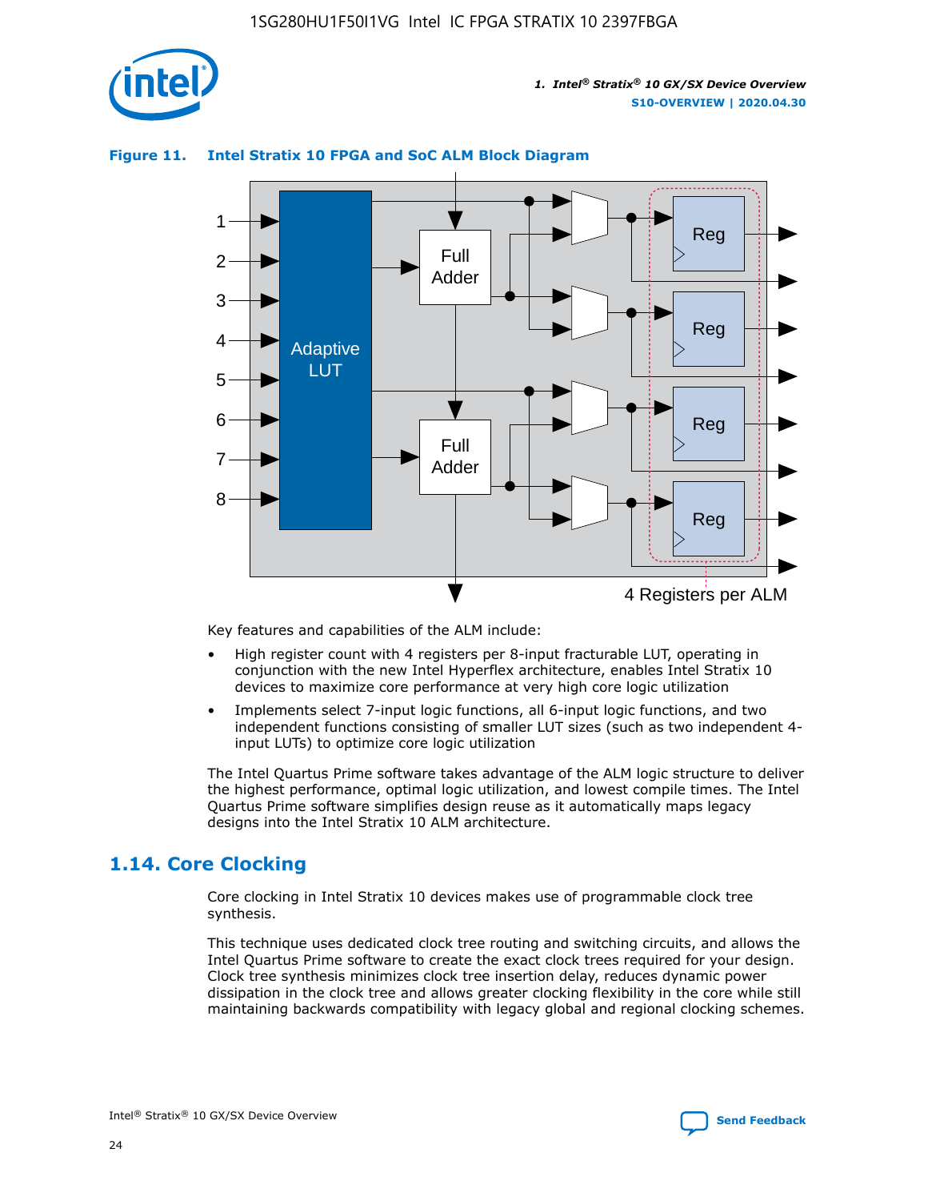**Figure 11. Intel Stratix 10 FPGA and SoC ALM Block Diagram**

Key features and capabilities of the ALM include:

- High register count with 4 registers per 8-input fracturable LUT, operating in conjunction with the new Intel Hyperflex architecture, enables Intel Stratix 10 devices to maximize core performance at very high core logic utilization
- Implements select 7-input logic functions, all 6-input logic functions, and two independent functions consisting of smaller LUT sizes (such as two independent 4-input LUTs) to optimize core logic utilization

The Intel Quartus Prime software takes advantage of the ALM logic structure to deliver the highest performance, optimal logic utilization, and lowest compile times. The Intel Quartus Prime software simplifies design reuse as it automatically maps legacy designs into the Intel Stratix 10 ALM architecture.

## 1.14. Core Clocking

Core clocking in Intel Stratix 10 devices makes use of programmable clock tree synthesis.

This technique uses dedicated clock tree routing and switching circuits, and allows the Intel Quartus Prime software to create the exact clock trees required for your design. Clock tree synthesis minimizes clock tree insertion delay, reduces dynamic power dissipation in the clock tree and allows greater clocking flexibility in the core while still maintaining backwards compatibility with legacy global and regional clocking schemes.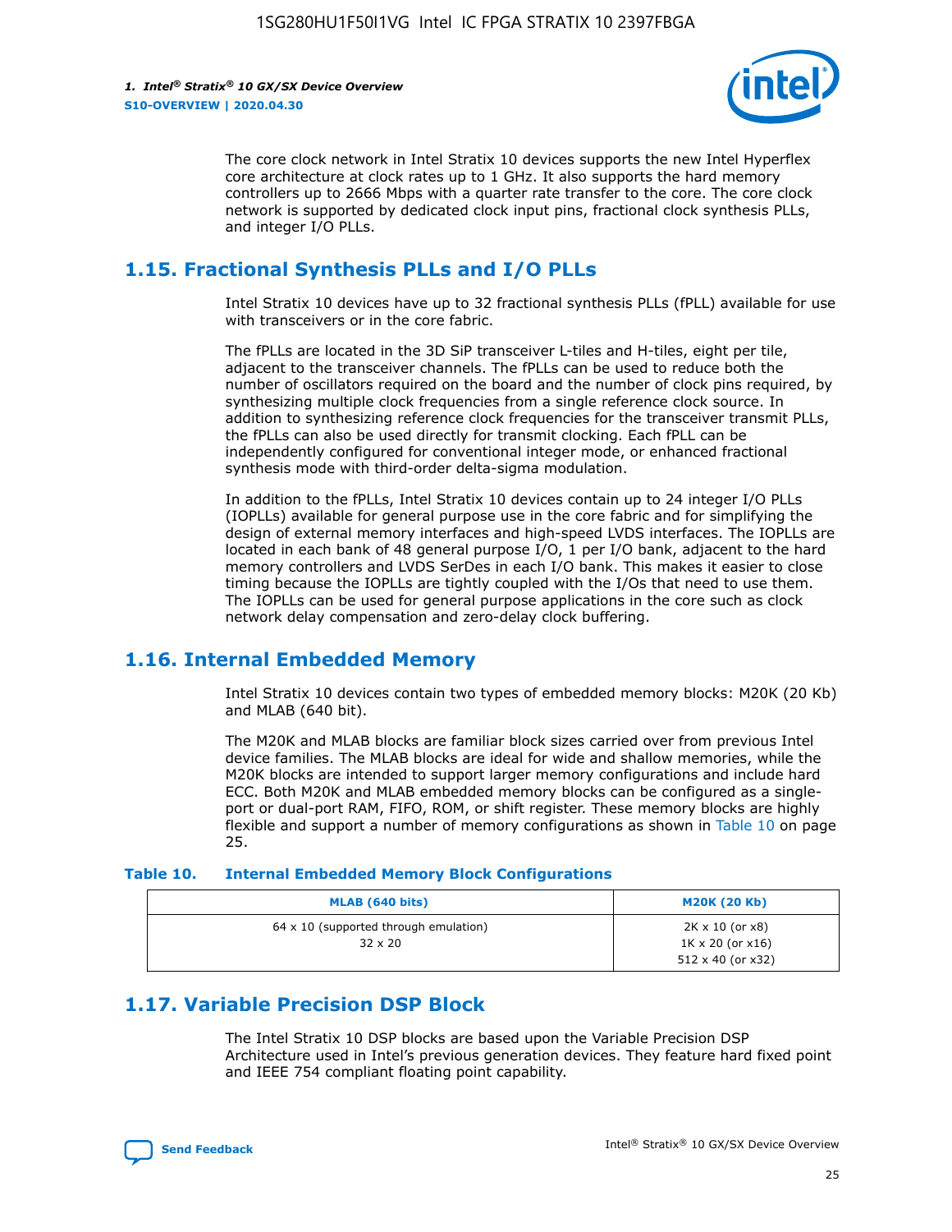The core clock network in Intel Stratix 10 devices supports the new Intel Hyperflex core architecture at clock rates up to 1 GHz. It also supports the hard memory controllers up to 2666 Mbps with a quarter rate transfer to the core. The core clock network is supported by dedicated clock input pins, fractional clock synthesis PLLs, and integer I/O PLLs.

## 1.15. Fractional Synthesis PLLs and I/O PLLs

Intel Stratix 10 devices have up to 32 fractional synthesis PLLs (fPLL) available for use with transceivers or in the core fabric.

The fPLLs are located in the 3D SiP transceiver L-tiles and H-tiles, eight per tile, adjacent to the transceiver channels. The fPLLs can be used to reduce both the number of oscillators required on the board and the number of clock pins required, by synthesizing multiple clock frequencies from a single reference clock source. In addition to synthesizing reference clock frequencies for the transceiver transmit PLLs, the fPLLs can also be used directly for transmit clocking. Each fPLL can be independently configured for conventional integer mode, or enhanced fractional synthesis mode with third-order delta-sigma modulation.

In addition to the fPLLs, Intel Stratix 10 devices contain up to 24 integer I/O PLLs (IOPLLs) available for general purpose use in the core fabric and for simplifying the design of external memory interfaces and high-speed LVDS interfaces. The IOPLLs are located in each bank of 48 general purpose I/O, 1 per I/O bank, adjacent to the hard memory controllers and LVDS SerDes in each I/O bank. This makes it easier to close timing because the IOPLLs are tightly coupled with the I/Os that need to use them. The IOPLLs can be used for general purpose applications in the core such as clock network delay compensation and zero-delay clock buffering.

## 1.16. Internal Embedded Memory

Intel Stratix 10 devices contain two types of embedded memory blocks: M20K (20 Kb) and MLAB (640 bit).

The M20K and MLAB blocks are familiar block sizes carried over from previous Intel device families. The MLAB blocks are ideal for wide and shallow memories, while the M20K blocks are intended to support larger memory configurations and include hard ECC. Both M20K and MLAB embedded memory blocks can be configured as a single-port or dual-port RAM, FIFO, ROM, or shift register. These memory blocks are highly flexible and support a number of memory configurations as shown in Table 10 on page 25.

**Table 10. Internal Embedded Memory Block Configurations**

| MLAB (640 bits) | M20K (20 Kb) |
|---|---|
| 64 x 10 (supported through emulation)<br>32 x 20 | 2K x 10 (or x8)<br>1K x 20 (or x16)<br>512 x 40 (or x32) |

## 1.17. Variable Precision DSP Block

The Intel Stratix 10 DSP blocks are based upon the Variable Precision DSP Architecture used in Intel's previous generation devices. They feature hard fixed point and IEEE 754 compliant floating point capability.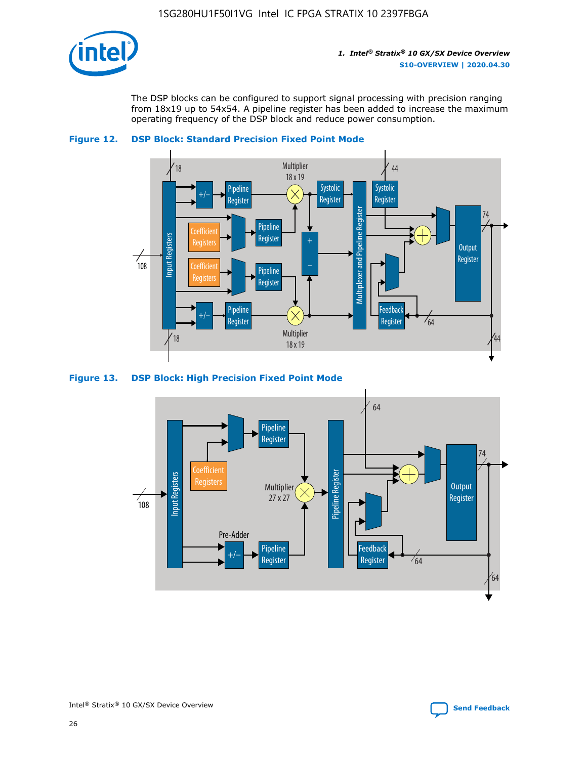The DSP blocks can be configured to support signal processing with precision ranging from 18x19 up to 54x54. A pipeline register has been added to increase the maximum operating frequency of the DSP block and reduce power consumption.

**Figure 12. DSP Block: Standard Precision Fixed Point Mode**

**Figure 13. DSP Block: High Precision Fixed Point Mode**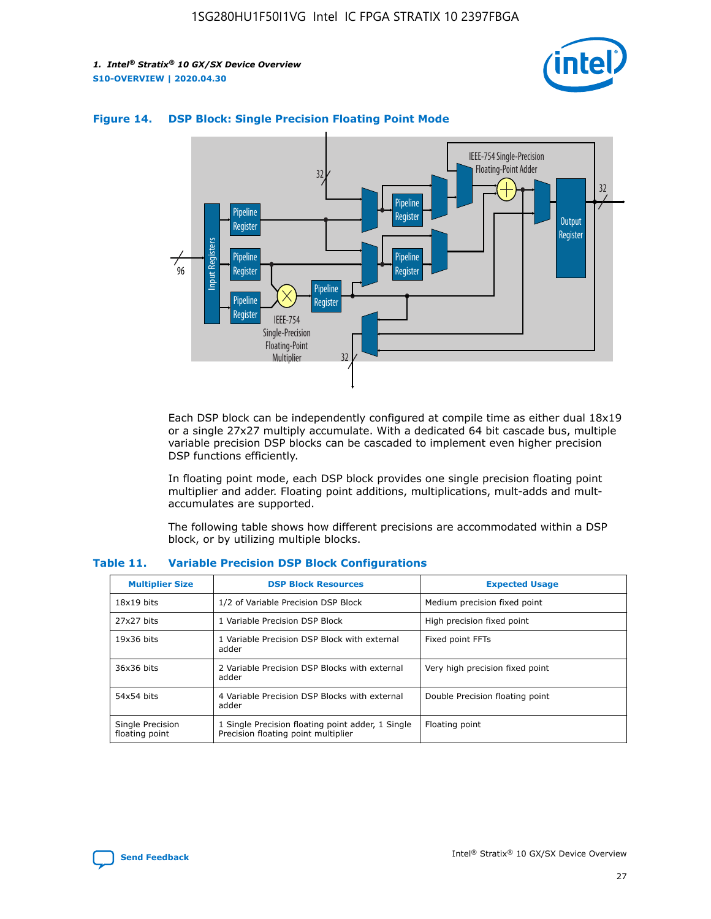**Figure 14. DSP Block: Single Precision Floating Point Mode**

Each DSP block can be independently configured at compile time as either dual 18x19 or a single 27x27 multiply accumulate. With a dedicated 64 bit cascade bus, multiple variable precision DSP blocks can be cascaded to implement even higher precision DSP functions efficiently.

In floating point mode, each DSP block provides one single precision floating point multiplier and adder. Floating point additions, multiplications, mult-adds and mult-accumulates are supported.

The following table shows how different precisions are accommodated within a DSP block, or by utilizing multiple blocks.

**Table 11. Variable Precision DSP Block Configurations**

| Multiplier Size | DSP Block Resources | Expected Usage |
|---|---|---|
| 18x19 bits | 1/2 of Variable Precision DSP Block | Medium precision fixed point |
| 27x27 bits | 1 Variable Precision DSP Block | High precision fixed point |
| 19x36 bits | 1 Variable Precision DSP Block with external adder | Fixed point FFTs |
| 36x36 bits | 2 Variable Precision DSP Blocks with external adder | Very high precision fixed point |
| 54x54 bits | 4 Variable Precision DSP Blocks with external adder | Double Precision floating point |
| Single Precision floating point | 1 Single Precision floating point adder, 1 Single Precision floating point multiplier | Floating point |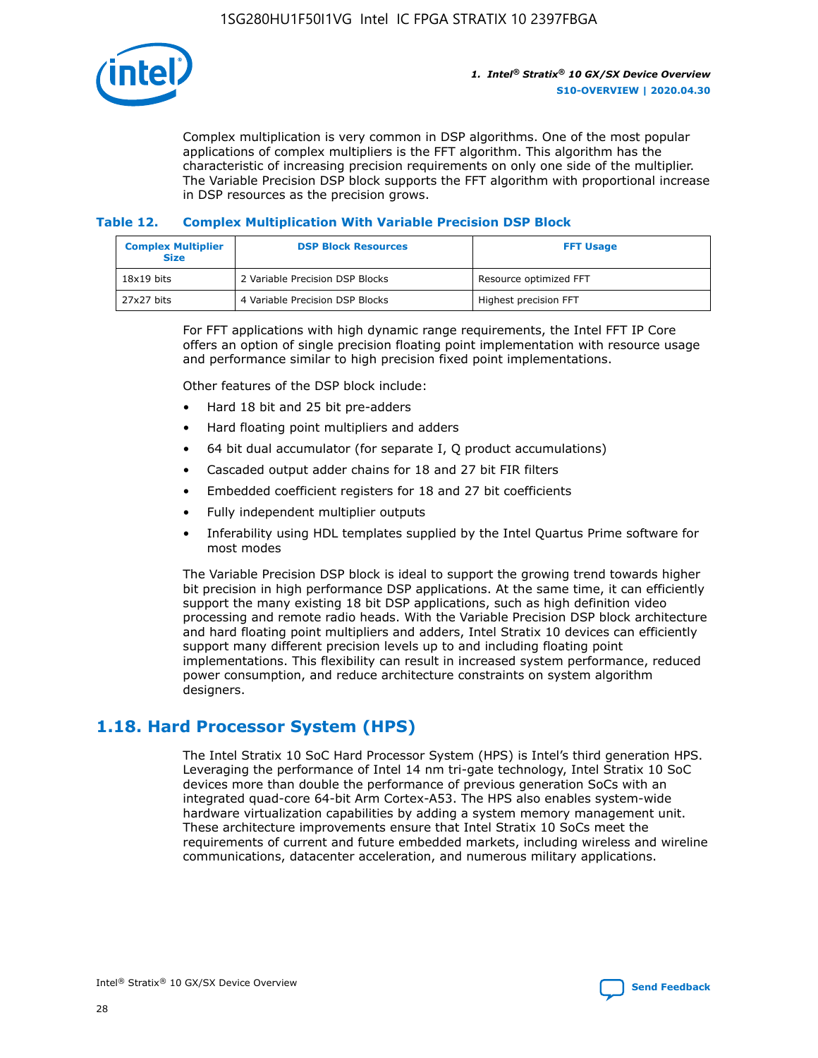Complex multiplication is very common in DSP algorithms. One of the most popular applications of complex multipliers is the FFT algorithm. This algorithm has the characteristic of increasing precision requirements on only one side of the multiplier. The Variable Precision DSP block supports the FFT algorithm with proportional increase in DSP resources as the precision grows.

**Table 12. Complex Multiplication With Variable Precision DSP Block**

| Complex Multiplier Size | DSP Block Resources | FFT Usage |
|---|---|---|
| 18x19 bits | 2 Variable Precision DSP Blocks | Resource optimized FFT |
| 27x27 bits | 4 Variable Precision DSP Blocks | Highest precision FFT |

For FFT applications with high dynamic range requirements, the Intel FFT IP Core offers an option of single precision floating point implementation with resource usage and performance similar to high precision fixed point implementations.

Other features of the DSP block include:

- Hard 18 bit and 25 bit pre-adders
- Hard floating point multipliers and adders
- 64 bit dual accumulator (for separate I, Q product accumulations)
- Cascaded output adder chains for 18 and 27 bit FIR filters
- Embedded coefficient registers for 18 and 27 bit coefficients
- Fully independent multiplier outputs
- Inferability using HDL templates supplied by the Intel Quartus Prime software for most modes

The Variable Precision DSP block is ideal to support the growing trend towards higher bit precision in high performance DSP applications. At the same time, it can efficiently support the many existing 18 bit DSP applications, such as high definition video processing and remote radio heads. With the Variable Precision DSP block architecture and hard floating point multipliers and adders, Intel Stratix 10 devices can efficiently support many different precision levels up to and including floating point implementations. This flexibility can result in increased system performance, reduced power consumption, and reduce architecture constraints on system algorithm designers.

## 1.18. Hard Processor System (HPS)

The Intel Stratix 10 SoC Hard Processor System (HPS) is Intel's third generation HPS. Leveraging the performance of Intel 14 nm tri-gate technology, Intel Stratix 10 SoC devices more than double the performance of previous generation SoCs with an integrated quad-core 64-bit Arm Cortex-A53. The HPS also enables system-wide hardware virtualization capabilities by adding a system memory management unit. These architecture improvements ensure that Intel Stratix 10 SoCs meet the requirements of current and future embedded markets, including wireless and wireline communications, datacenter acceleration, and numerous military applications.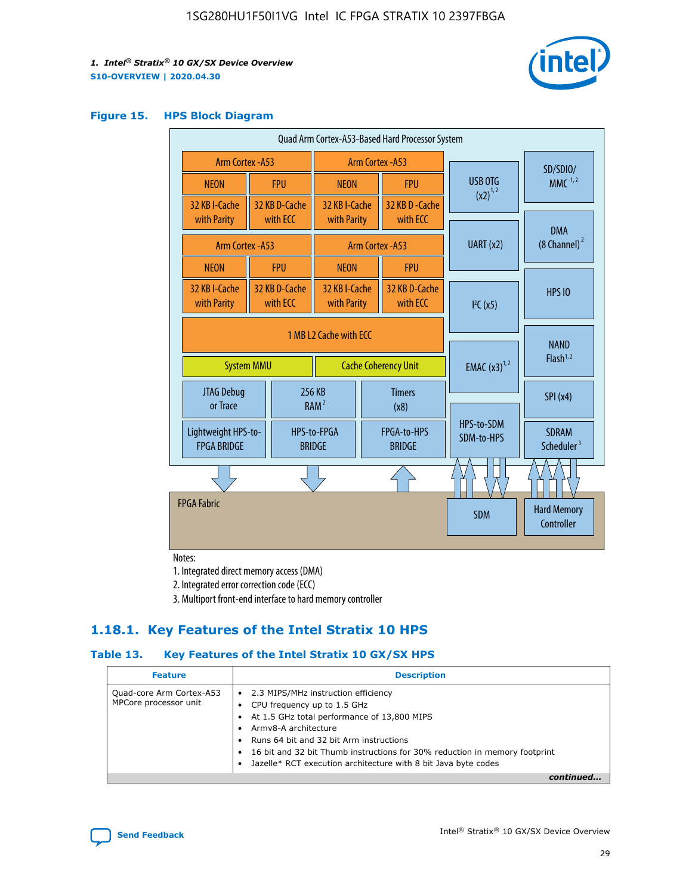**Figure 15. HPS Block Diagram**

Quad Arm Cortex-A53-Based Hard Processor System

| Arm Cortex-A53 | | Arm Cortex-A53 | |
|---|---|---|---|
| NEON | FPU | NEON | FPU |
| 32 KB I-Cache with Parity | 32 KB D-Cache with ECC | 32 KB I-Cache with Parity | 32 KB D-Cache with ECC |
| Arm Cortex-A53 | | Arm Cortex-A53 | |
| NEON | FPU | NEON | FPU |
| 32 KB I-Cache with Parity | 32 KB D-Cache with ECC | 32 KB I-Cache with Parity | 32 KB D-Cache with ECC |

1 MB L2 Cache with ECC

System MMU | Cache Coherency Unit

JTAG Debug or Trace | 256 KB RAM [2] | Timers (x8)

Lightweight HPS-to-FPGA BRIDGE | HPS-to-FPGA BRIDGE | FPGA-to-HPS BRIDGE

USB OTG (x2) [1,2] | UART (x2) | I²C (x5) | EMAC (x3) [1,2] | HPS-to-SDM SDM-to-HPS

SD/SDIO/MMC [1,2] | DMA (8 Channel) [2] | HPS IO | NAND Flash [1,2] | SPI (x4) | SDRAM Scheduler [3]

FPGA Fabric | SDM | Hard Memory Controller

Notes:

1. Integrated direct memory access (DMA)
2. Integrated error correction code (ECC)
3. Multiport front-end interface to hard memory controller

### 1.18.1. Key Features of the Intel Stratix 10 HPS

**Table 13. Key Features of the Intel Stratix 10 GX/SX HPS**

| Feature | Description |
|---|---|
| Quad-core Arm Cortex-A53 MPCore processor unit | • 2.3 MIPS/MHz instruction efficiency<br>• CPU frequency up to 1.5 GHz<br>• At 1.5 GHz total performance of 13,800 MIPS<br>• Armv8-A architecture<br>• Runs 64 bit and 32 bit Arm instructions<br>• 16 bit and 32 bit Thumb instructions for 30% reduction in memory footprint<br>• Jazelle* RCT execution architecture with 8 bit Java byte codes |

*continued...*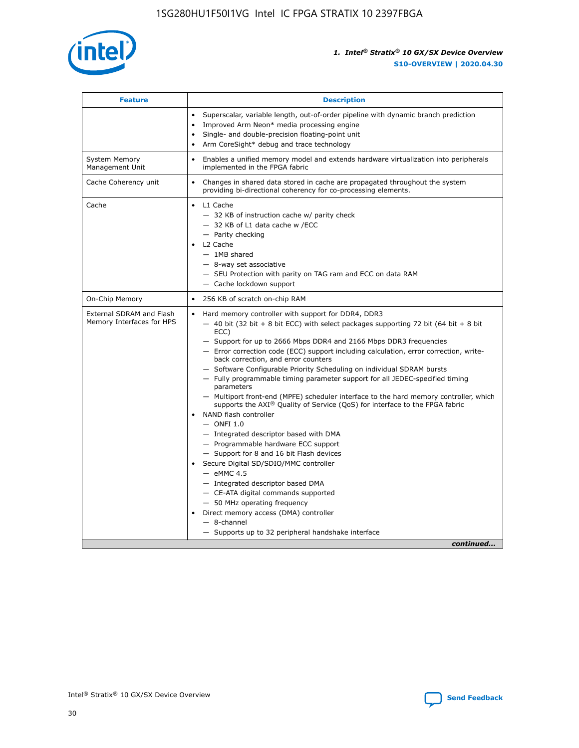| Feature | Description |
| --- | --- |
| | • Superscalar, variable length, out-of-order pipeline with dynamic branch prediction<br>• Improved Arm Neon* media processing engine<br>• Single- and double-precision floating-point unit<br>• Arm CoreSight* debug and trace technology |
| System Memory Management Unit | • Enables a unified memory model and extends hardware virtualization into peripherals implemented in the FPGA fabric |
| Cache Coherency unit | • Changes in shared data stored in cache are propagated throughout the system providing bi-directional coherency for co-processing elements. |
| Cache | • L1 Cache<br>— 32 KB of instruction cache w/ parity check<br>— 32 KB of L1 data cache w /ECC<br>— Parity checking<br>• L2 Cache<br>— 1MB shared<br>— 8-way set associative<br>— SEU Protection with parity on TAG ram and ECC on data RAM<br>— Cache lockdown support |
| On-Chip Memory | • 256 KB of scratch on-chip RAM |
| External SDRAM and Flash Memory Interfaces for HPS | • Hard memory controller with support for DDR4, DDR3<br>— 40 bit (32 bit + 8 bit ECC) with select packages supporting 72 bit (64 bit + 8 bit ECC)<br>— Support for up to 2666 Mbps DDR4 and 2166 Mbps DDR3 frequencies<br>— Error correction code (ECC) support including calculation, error correction, write-back correction, and error counters<br>— Software Configurable Priority Scheduling on individual SDRAM bursts<br>— Fully programmable timing parameter support for all JEDEC-specified timing parameters<br>— Multiport front-end (MPFE) scheduler interface to the hard memory controller, which supports the AXI® Quality of Service (QoS) for interface to the FPGA fabric<br>• NAND flash controller<br>— ONFI 1.0<br>— Integrated descriptor based with DMA<br>— Programmable hardware ECC support<br>— Support for 8 and 16 bit Flash devices<br>• Secure Digital SD/SDIO/MMC controller<br>— eMMC 4.5<br>— Integrated descriptor based DMA<br>— CE-ATA digital commands supported<br>— 50 MHz operating frequency<br>• Direct memory access (DMA) controller<br>— 8-channel<br>— Supports up to 32 peripheral handshake interface |

*continued...*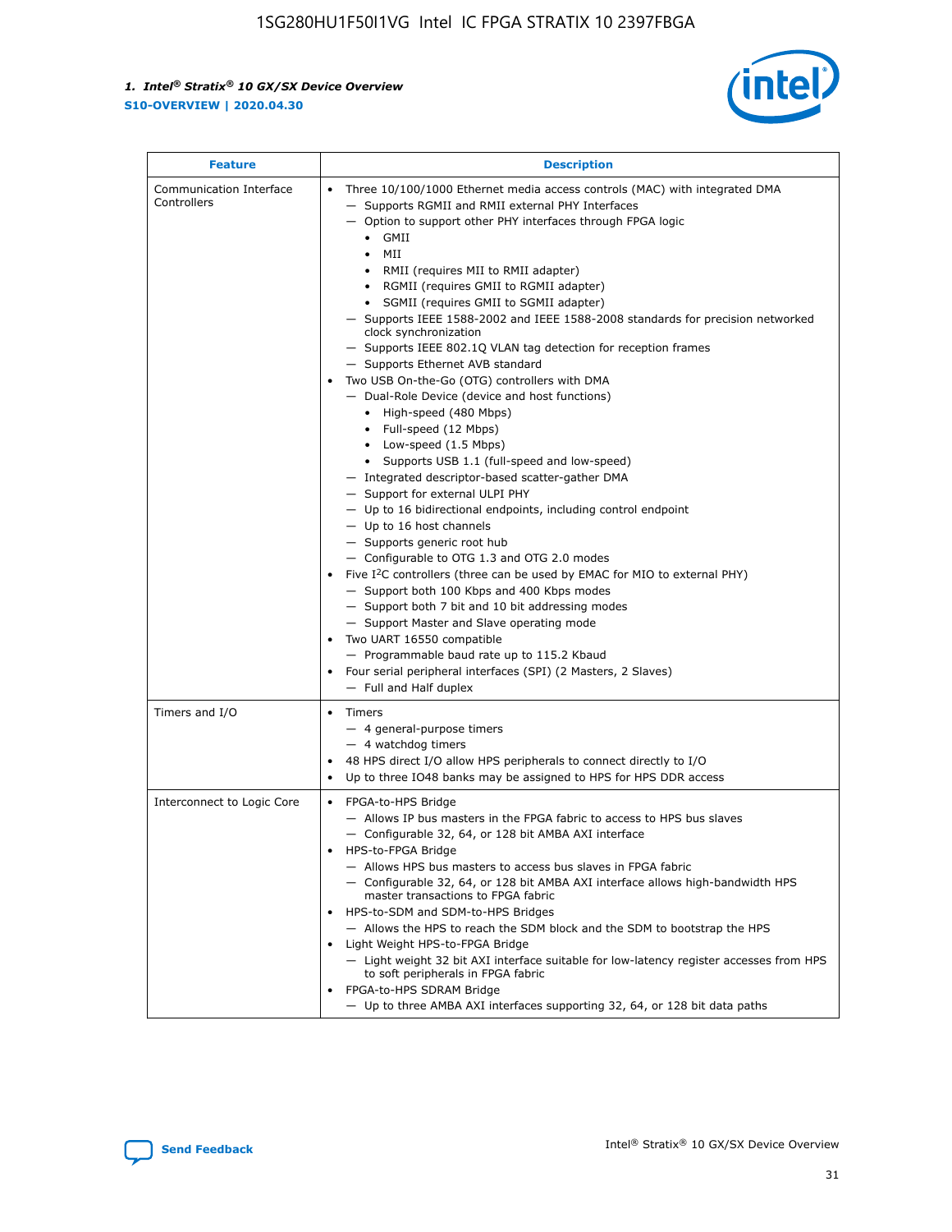| Feature | Description |
| --- | --- |
| Communication Interface Controllers | • Three 10/100/1000 Ethernet media access controls (MAC) with integrated DMA<br>— Supports RGMII and RMII external PHY Interfaces<br>— Option to support other PHY interfaces through FPGA logic<br>• GMII<br>• MII<br>• RMII (requires MII to RMII adapter)<br>• RGMII (requires GMII to RGMII adapter)<br>• SGMII (requires GMII to SGMII adapter)<br>— Supports IEEE 1588-2002 and IEEE 1588-2008 standards for precision networked clock synchronization<br>— Supports IEEE 802.1Q VLAN tag detection for reception frames<br>— Supports Ethernet AVB standard<br>• Two USB On-the-Go (OTG) controllers with DMA<br>— Dual-Role Device (device and host functions)<br>• High-speed (480 Mbps)<br>• Full-speed (12 Mbps)<br>• Low-speed (1.5 Mbps)<br>• Supports USB 1.1 (full-speed and low-speed)<br>— Integrated descriptor-based scatter-gather DMA<br>— Support for external ULPI PHY<br>— Up to 16 bidirectional endpoints, including control endpoint<br>— Up to 16 host channels<br>— Supports generic root hub<br>— Configurable to OTG 1.3 and OTG 2.0 modes<br>• Five I²C controllers (three can be used by EMAC for MIO to external PHY)<br>— Support both 100 Kbps and 400 Kbps modes<br>— Support both 7 bit and 10 bit addressing modes<br>— Support Master and Slave operating mode<br>• Two UART 16550 compatible<br>— Programmable baud rate up to 115.2 Kbaud<br>• Four serial peripheral interfaces (SPI) (2 Masters, 2 Slaves)<br>— Full and Half duplex |
| Timers and I/O | • Timers<br>— 4 general-purpose timers<br>— 4 watchdog timers<br>• 48 HPS direct I/O allow HPS peripherals to connect directly to I/O<br>• Up to three IO48 banks may be assigned to HPS for HPS DDR access |
| Interconnect to Logic Core | • FPGA-to-HPS Bridge<br>— Allows IP bus masters in the FPGA fabric to access to HPS bus slaves<br>— Configurable 32, 64, or 128 bit AMBA AXI interface<br>• HPS-to-FPGA Bridge<br>— Allows HPS bus masters to access bus slaves in FPGA fabric<br>— Configurable 32, 64, or 128 bit AMBA AXI interface allows high-bandwidth HPS master transactions to FPGA fabric<br>• HPS-to-SDM and SDM-to-HPS Bridges<br>— Allows the HPS to reach the SDM block and the SDM to bootstrap the HPS<br>• Light Weight HPS-to-FPGA Bridge<br>— Light weight 32 bit AXI interface suitable for low-latency register accesses from HPS to soft peripherals in FPGA fabric<br>• FPGA-to-HPS SDRAM Bridge<br>— Up to three AMBA AXI interfaces supporting 32, 64, or 128 bit data paths |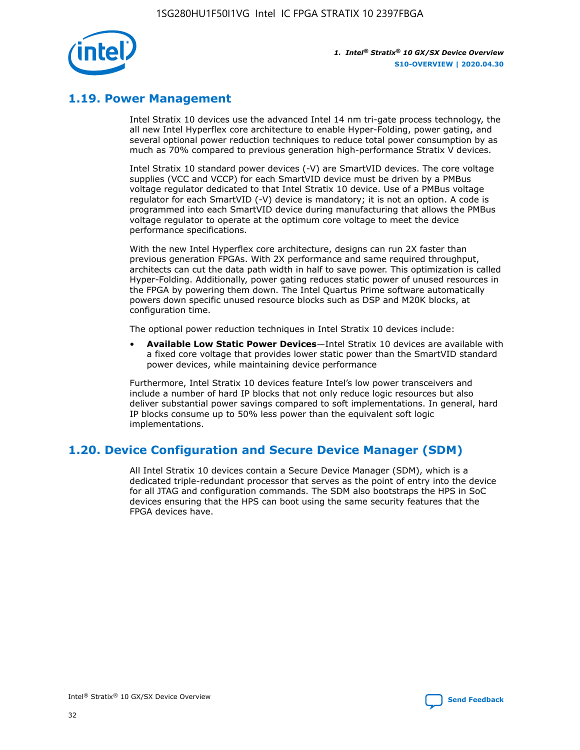## 1.19. Power Management

Intel Stratix 10 devices use the advanced Intel 14 nm tri-gate process technology, the all new Intel Hyperflex core architecture to enable Hyper-Folding, power gating, and several optional power reduction techniques to reduce total power consumption by as much as 70% compared to previous generation high-performance Stratix V devices.

Intel Stratix 10 standard power devices (-V) are SmartVID devices. The core voltage supplies (VCC and VCCP) for each SmartVID device must be driven by a PMBus voltage regulator dedicated to that Intel Stratix 10 device. Use of a PMBus voltage regulator for each SmartVID (-V) device is mandatory; it is not an option. A code is programmed into each SmartVID device during manufacturing that allows the PMBus voltage regulator to operate at the optimum core voltage to meet the device performance specifications.

With the new Intel Hyperflex core architecture, designs can run 2X faster than previous generation FPGAs. With 2X performance and same required throughput, architects can cut the data path width in half to save power. This optimization is called Hyper-Folding. Additionally, power gating reduces static power of unused resources in the FPGA by powering them down. The Intel Quartus Prime software automatically powers down specific unused resource blocks such as DSP and M20K blocks, at configuration time.

The optional power reduction techniques in Intel Stratix 10 devices include:

- **Available Low Static Power Devices**—Intel Stratix 10 devices are available with a fixed core voltage that provides lower static power than the SmartVID standard power devices, while maintaining device performance

Furthermore, Intel Stratix 10 devices feature Intel's low power transceivers and include a number of hard IP blocks that not only reduce logic resources but also deliver substantial power savings compared to soft implementations. In general, hard IP blocks consume up to 50% less power than the equivalent soft logic implementations.

## 1.20. Device Configuration and Secure Device Manager (SDM)

All Intel Stratix 10 devices contain a Secure Device Manager (SDM), which is a dedicated triple-redundant processor that serves as the point of entry into the device for all JTAG and configuration commands. The SDM also bootstraps the HPS in SoC devices ensuring that the HPS can boot using the same security features that the FPGA devices have.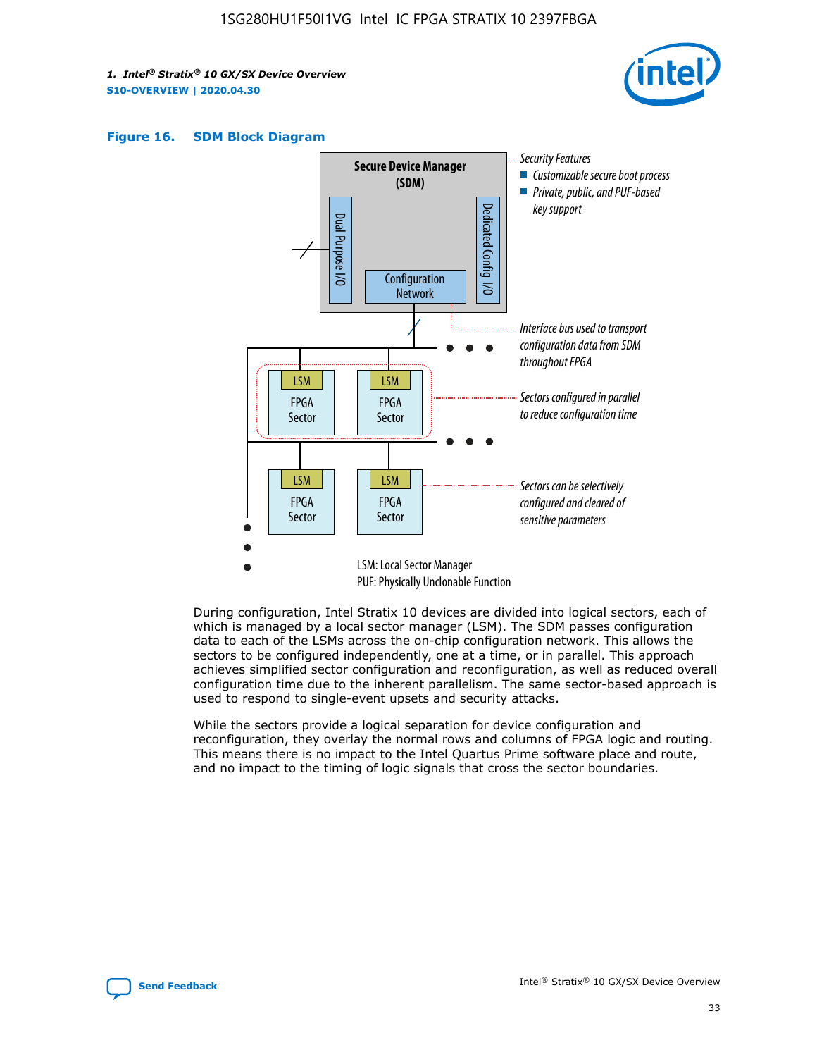**Figure 16. SDM Block Diagram**

Secure Device Manager (SDM)

Dual Purpose I/O

Dedicated Config I/O

Configuration Network

Security Features
- Customizable secure boot process
- Private, public, and PUF-based key support

Interface bus used to transport configuration data from SDM throughout FPGA

Sectors configured in parallel to reduce configuration time

Sectors can be selectively configured and cleared of sensitive parameters

LSM FPGA Sector

LSM: Local Sector Manager
PUF: Physically Unclonable Function

During configuration, Intel Stratix 10 devices are divided into logical sectors, each of which is managed by a local sector manager (LSM). The SDM passes configuration data to each of the LSMs across the on-chip configuration network. This allows the sectors to be configured independently, one at a time, or in parallel. This approach achieves simplified sector configuration and reconfiguration, as well as reduced overall configuration time due to the inherent parallelism. The same sector-based approach is used to respond to single-event upsets and security attacks.

While the sectors provide a logical separation for device configuration and reconfiguration, they overlay the normal rows and columns of FPGA logic and routing. This means there is no impact to the Intel Quartus Prime software place and route, and no impact to the timing of logic signals that cross the sector boundaries.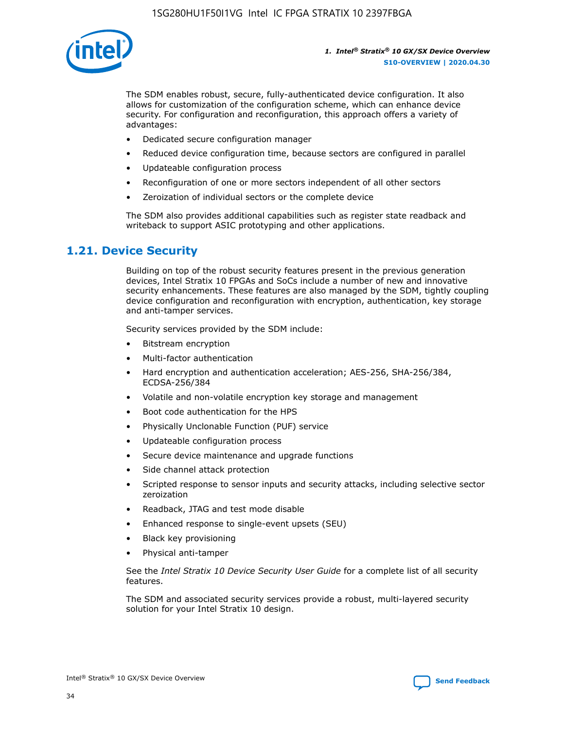The SDM enables robust, secure, fully-authenticated device configuration. It also allows for customization of the configuration scheme, which can enhance device security. For configuration and reconfiguration, this approach offers a variety of advantages:

- Dedicated secure configuration manager
- Reduced device configuration time, because sectors are configured in parallel
- Updateable configuration process
- Reconfiguration of one or more sectors independent of all other sectors
- Zeroization of individual sectors or the complete device

The SDM also provides additional capabilities such as register state readback and writeback to support ASIC prototyping and other applications.

## 1.21. Device Security

Building on top of the robust security features present in the previous generation devices, Intel Stratix 10 FPGAs and SoCs include a number of new and innovative security enhancements. These features are also managed by the SDM, tightly coupling device configuration and reconfiguration with encryption, authentication, key storage and anti-tamper services.

Security services provided by the SDM include:

- Bitstream encryption
- Multi-factor authentication
- Hard encryption and authentication acceleration; AES-256, SHA-256/384, ECDSA-256/384
- Volatile and non-volatile encryption key storage and management
- Boot code authentication for the HPS
- Physically Unclonable Function (PUF) service
- Updateable configuration process
- Secure device maintenance and upgrade functions
- Side channel attack protection
- Scripted response to sensor inputs and security attacks, including selective sector zeroization
- Readback, JTAG and test mode disable
- Enhanced response to single-event upsets (SEU)
- Black key provisioning
- Physical anti-tamper

See the *Intel Stratix 10 Device Security User Guide* for a complete list of all security features.

The SDM and associated security services provide a robust, multi-layered security solution for your Intel Stratix 10 design.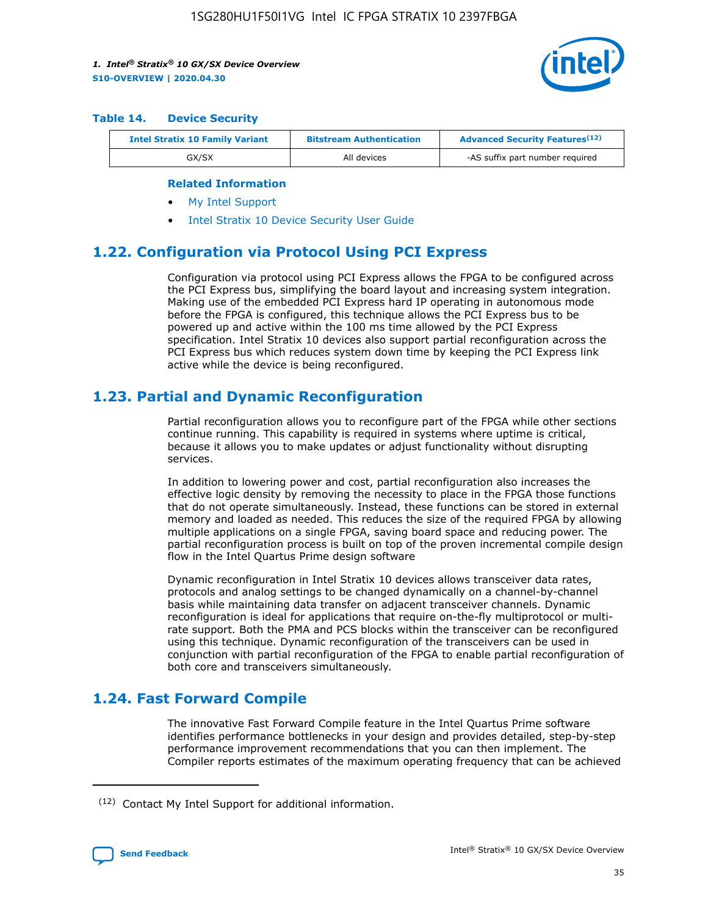**Table 14. Device Security**

| Intel Stratix 10 Family Variant | Bitstream Authentication | Advanced Security Features[(12)] |
| --- | --- | --- |
| GX/SX | All devices | -AS suffix part number required |

**Related Information**

- My Intel Support
- Intel Stratix 10 Device Security User Guide

## 1.22. Configuration via Protocol Using PCI Express

Configuration via protocol using PCI Express allows the FPGA to be configured across the PCI Express bus, simplifying the board layout and increasing system integration. Making use of the embedded PCI Express hard IP operating in autonomous mode before the FPGA is configured, this technique allows the PCI Express bus to be powered up and active within the 100 ms time allowed by the PCI Express specification. Intel Stratix 10 devices also support partial reconfiguration across the PCI Express bus which reduces system down time by keeping the PCI Express link active while the device is being reconfigured.

## 1.23. Partial and Dynamic Reconfiguration

Partial reconfiguration allows you to reconfigure part of the FPGA while other sections continue running. This capability is required in systems where uptime is critical, because it allows you to make updates or adjust functionality without disrupting services.

In addition to lowering power and cost, partial reconfiguration also increases the effective logic density by removing the necessity to place in the FPGA those functions that do not operate simultaneously. Instead, these functions can be stored in external memory and loaded as needed. This reduces the size of the required FPGA by allowing multiple applications on a single FPGA, saving board space and reducing power. The partial reconfiguration process is built on top of the proven incremental compile design flow in the Intel Quartus Prime design software

Dynamic reconfiguration in Intel Stratix 10 devices allows transceiver data rates, protocols and analog settings to be changed dynamically on a channel-by-channel basis while maintaining data transfer on adjacent transceiver channels. Dynamic reconfiguration is ideal for applications that require on-the-fly multiprotocol or multi-rate support. Both the PMA and PCS blocks within the transceiver can be reconfigured using this technique. Dynamic reconfiguration of the transceivers can be used in conjunction with partial reconfiguration of the FPGA to enable partial reconfiguration of both core and transceivers simultaneously.

## 1.24. Fast Forward Compile

The innovative Fast Forward Compile feature in the Intel Quartus Prime software identifies performance bottlenecks in your design and provides detailed, step-by-step performance improvement recommendations that you can then implement. The Compiler reports estimates of the maximum operating frequency that can be achieved

(12) Contact My Intel Support for additional information.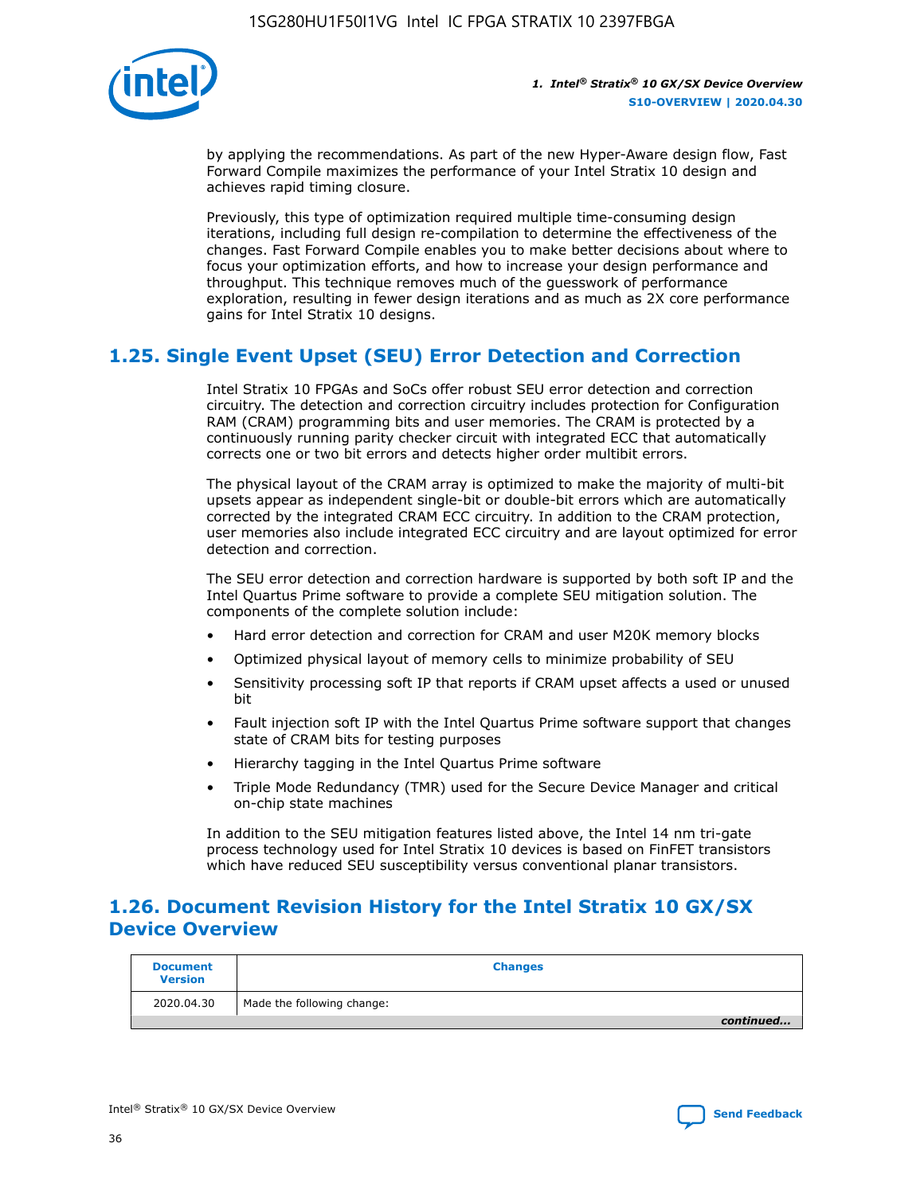by applying the recommendations. As part of the new Hyper-Aware design flow, Fast Forward Compile maximizes the performance of your Intel Stratix 10 design and achieves rapid timing closure.

Previously, this type of optimization required multiple time-consuming design iterations, including full design re-compilation to determine the effectiveness of the changes. Fast Forward Compile enables you to make better decisions about where to focus your optimization efforts, and how to increase your design performance and throughput. This technique removes much of the guesswork of performance exploration, resulting in fewer design iterations and as much as 2X core performance gains for Intel Stratix 10 designs.

## 1.25. Single Event Upset (SEU) Error Detection and Correction

Intel Stratix 10 FPGAs and SoCs offer robust SEU error detection and correction circuitry. The detection and correction circuitry includes protection for Configuration RAM (CRAM) programming bits and user memories. The CRAM is protected by a continuously running parity checker circuit with integrated ECC that automatically corrects one or two bit errors and detects higher order multibit errors.

The physical layout of the CRAM array is optimized to make the majority of multi-bit upsets appear as independent single-bit or double-bit errors which are automatically corrected by the integrated CRAM ECC circuitry. In addition to the CRAM protection, user memories also include integrated ECC circuitry and are layout optimized for error detection and correction.

The SEU error detection and correction hardware is supported by both soft IP and the Intel Quartus Prime software to provide a complete SEU mitigation solution. The components of the complete solution include:

- Hard error detection and correction for CRAM and user M20K memory blocks
- Optimized physical layout of memory cells to minimize probability of SEU
- Sensitivity processing soft IP that reports if CRAM upset affects a used or unused bit
- Fault injection soft IP with the Intel Quartus Prime software support that changes state of CRAM bits for testing purposes
- Hierarchy tagging in the Intel Quartus Prime software
- Triple Mode Redundancy (TMR) used for the Secure Device Manager and critical on-chip state machines

In addition to the SEU mitigation features listed above, the Intel 14 nm tri-gate process technology used for Intel Stratix 10 devices is based on FinFET transistors which have reduced SEU susceptibility versus conventional planar transistors.

## 1.26. Document Revision History for the Intel Stratix 10 GX/SX Device Overview

| Document Version | Changes |
|---|---|
| 2020.04.30 | Made the following change: |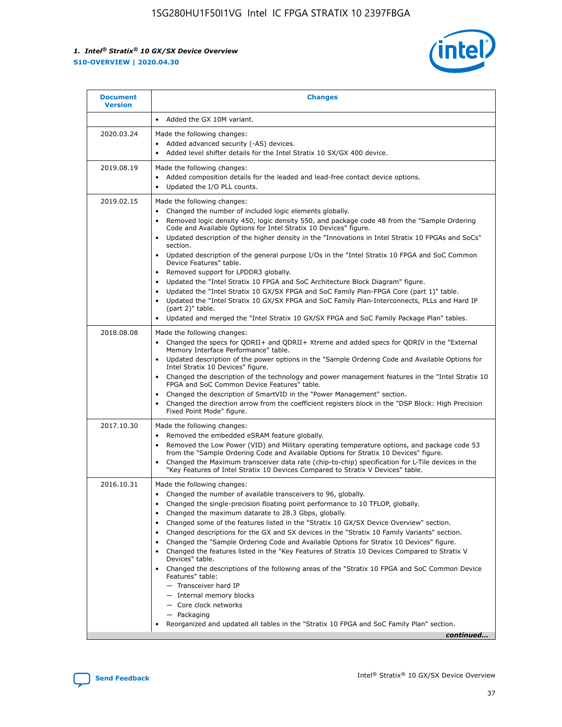| Document Version | Changes |
| --- | --- |
| | • Added the GX 10M variant. |
| 2020.03.24 | Made the following changes:<br>• Added advanced security (-AS) devices.<br>• Added level shifter details for the Intel Stratix 10 SX/GX 400 device. |
| 2019.08.19 | Made the following changes:<br>• Added composition details for the leaded and lead-free contact device options.<br>• Updated the I/O PLL counts. |
| 2019.02.15 | Made the following changes:<br>• Changed the number of included logic elements globally.<br>• Removed logic density 450, logic density 550, and package code 48 from the "Sample Ordering Code and Available Options for Intel Stratix 10 Devices" figure.<br>• Updated description of the higher density in the "Innovations in Intel Stratix 10 FPGAs and SoCs" section.<br>• Updated description of the general purpose I/Os in the "Intel Stratix 10 FPGA and SoC Common Device Features" table.<br>• Removed support for LPDDR3 globally.<br>• Updated the "Intel Stratix 10 FPGA and SoC Architecture Block Diagram" figure.<br>• Updated the "Intel Stratix 10 GX/SX FPGA and SoC Family Plan-FPGA Core (part 1)" table.<br>• Updated the "Intel Stratix 10 GX/SX FPGA and SoC Family Plan-Interconnects, PLLs and Hard IP (part 2)" table.<br>• Updated and merged the "Intel Stratix 10 GX/SX FPGA and SoC Family Package Plan" tables. |
| 2018.08.08 | Made the following changes:<br>• Changed the specs for QDRII+ and QDRII+ Xtreme and added specs for QDRIV in the "External Memory Interface Performance" table.<br>• Updated description of the power options in the "Sample Ordering Code and Available Options for Intel Stratix 10 Devices" figure.<br>• Changed the description of the technology and power management features in the "Intel Stratix 10 FPGA and SoC Common Device Features" table.<br>• Changed the description of SmartVID in the "Power Management" section.<br>• Changed the direction arrow from the coefficient registers block in the "DSP Block: High Precision Fixed Point Mode" figure. |
| 2017.10.30 | Made the following changes:<br>• Removed the embedded eSRAM feature globally.<br>• Removed the Low Power (VID) and Military operating temperature options, and package code 53 from the "Sample Ordering Code and Available Options for Stratix 10 Devices" figure.<br>• Changed the Maximum transceiver data rate (chip-to-chip) specification for L-Tile devices in the "Key Features of Intel Stratix 10 Devices Compared to Stratix V Devices" table. |
| 2016.10.31 | Made the following changes:<br>• Changed the number of available transceivers to 96, globally.<br>• Changed the single-precision floating point performance to 10 TFLOP, globally.<br>• Changed the maximum datarate to 28.3 Gbps, globally.<br>• Changed some of the features listed in the "Stratix 10 GX/SX Device Overview" section.<br>• Changed descriptions for the GX and SX devices in the "Stratix 10 Family Variants" section.<br>• Changed the "Sample Ordering Code and Available Options for Stratix 10 Devices" figure.<br>• Changed the features listed in the "Key Features of Stratix 10 Devices Compared to Stratix V Devices" table.<br>• Changed the descriptions of the following areas of the "Stratix 10 FPGA and SoC Common Device Features" table:<br>— Transceiver hard IP<br>— Internal memory blocks<br>— Core clock networks<br>— Packaging<br>• Reorganized and updated all tables in the "Stratix 10 FPGA and SoC Family Plan" section. |

*continued...*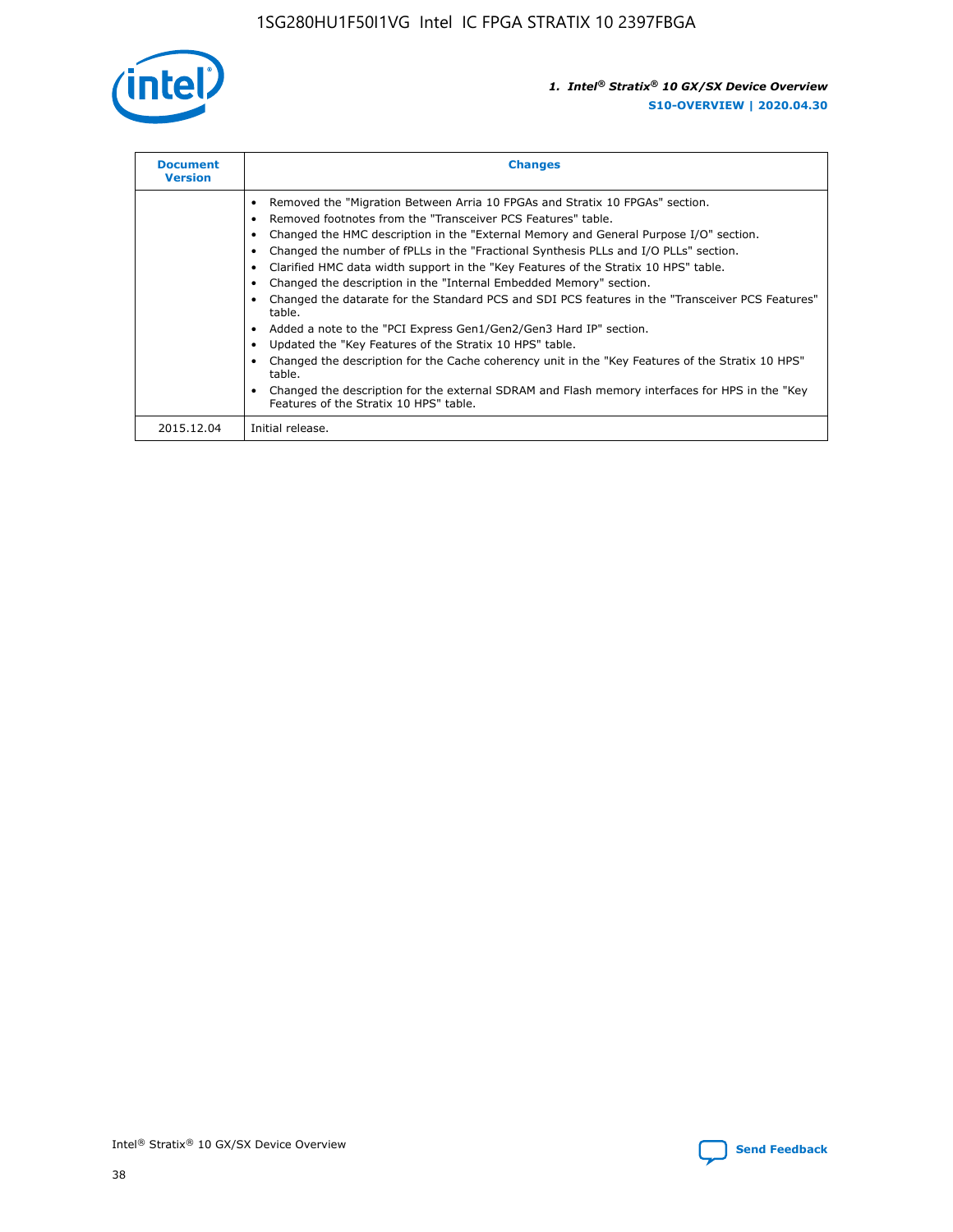| Document Version | Changes |
| --- | --- |
| | • Removed the "Migration Between Arria 10 FPGAs and Stratix 10 FPGAs" section.<br>• Removed footnotes from the "Transceiver PCS Features" table.<br>• Changed the HMC description in the "External Memory and General Purpose I/O" section.<br>• Changed the number of fPLLs in the "Fractional Synthesis PLLs and I/O PLLs" section.<br>• Clarified HMC data width support in the "Key Features of the Stratix 10 HPS" table.<br>• Changed the description in the "Internal Embedded Memory" section.<br>• Changed the datarate for the Standard PCS and SDI PCS features in the "Transceiver PCS Features" table.<br>• Added a note to the "PCI Express Gen1/Gen2/Gen3 Hard IP" section.<br>• Updated the "Key Features of the Stratix 10 HPS" table.<br>• Changed the description for the Cache coherency unit in the "Key Features of the Stratix 10 HPS" table.<br>• Changed the description for the external SDRAM and Flash memory interfaces for HPS in the "Key Features of the Stratix 10 HPS" table. |
| 2015.12.04 | Initial release. |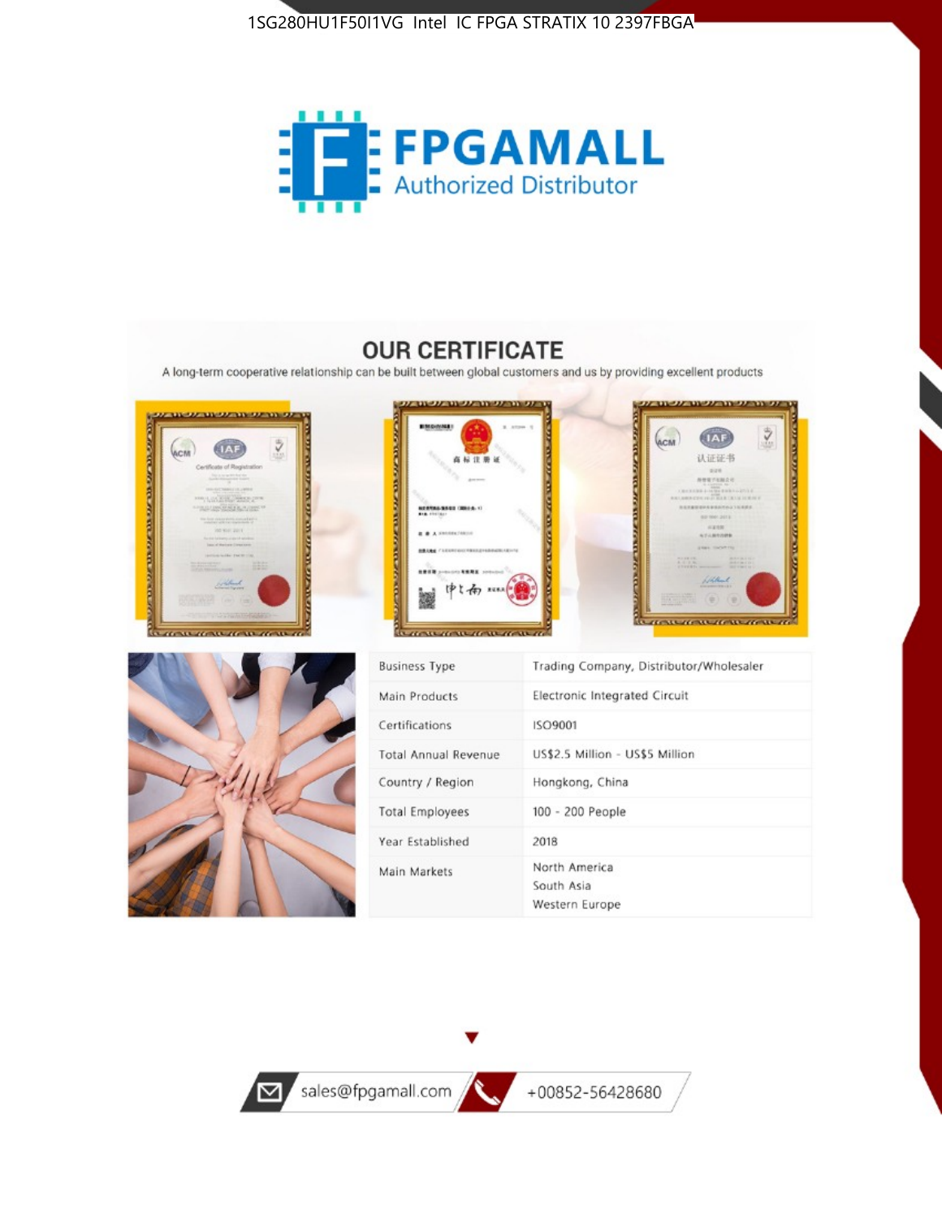FPGAMALL

Authorized Distributor

## OUR CERTIFICATE

A long-term cooperative relationship can be built between global customers and us by providing excellent products

| | |
|---|---|
| Business Type | Trading Company, Distributor/Wholesaler |
| Main Products | Electronic Integrated Circuit |
| Certifications | ISO9001 |
| Total Annual Revenue | US$2.5 Million - US$5 Million |
| Country / Region | Hongkong, China |
| Total Employees | 100 - 200 People |
| Year Established | 2018 |
| Main Markets | North America<br>South Asia<br>Western Europe |

sales@fpgamall.com

+00852-56428680